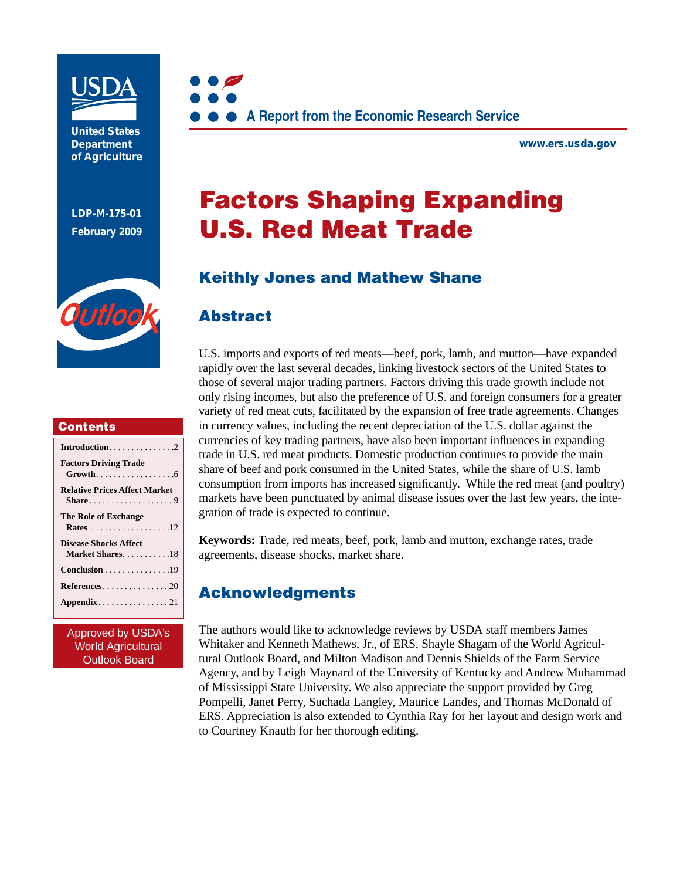USDA

United States Department of Agriculture

LDP-M-175-01

February 2009

Outlook

A Report from the Economic Research Service

www.ers.usda.gov

# Factors Shaping Expanding U.S. Red Meat Trade

## Keithly Jones and Mathew Shane

## Abstract

U.S. imports and exports of red meats—beef, pork, lamb, and mutton—have expanded rapidly over the last several decades, linking livestock sectors of the United States to those of several major trading partners. Factors driving this trade growth include not only rising incomes, but also the preference of U.S. and foreign consumers for a greater variety of red meat cuts, facilitated by the expansion of free trade agreements. Changes in currency values, including the recent depreciation of the U.S. dollar against the currencies of key trading partners, have also been important influences in expanding trade in U.S. red meat products. Domestic production continues to provide the main share of beef and pork consumed in the United States, while the share of U.S. lamb consumption from imports has increased significantly. While the red meat (and poultry) markets have been punctuated by animal disease issues over the last few years, the integration of trade is expected to continue.

**Keywords:** Trade, red meats, beef, pork, lamb and mutton, exchange rates, trade agreements, disease shocks, market share.

## Acknowledgments

The authors would like to acknowledge reviews by USDA staff members James Whitaker and Kenneth Mathews, Jr., of ERS, Shayle Shagam of the World Agricultural Outlook Board, and Milton Madison and Dennis Shields of the Farm Service Agency, and by Leigh Maynard of the University of Kentucky and Andrew Muhammad of Mississippi State University. We also appreciate the support provided by Greg Pompelli, Janet Perry, Suchada Langley, Maurice Landes, and Thomas McDonald of ERS. Appreciation is also extended to Cynthia Ray for her layout and design work and to Courtney Knauth for her thorough editing.

## Contents

- Introduction . . . . . . . . . . . . . . 2
- Factors Driving Trade Growth . . . . . . . . . . . . . . . . . 6
- Relative Prices Affect Market Share . . . . . . . . . . . . . . . . . . 9
- The Role of Exchange Rates . . . . . . . . . . . . . . . . . 12
- Disease Shocks Affect Market Shares . . . . . . . . . . . 18
- Conclusion . . . . . . . . . . . . . . . 19
- References . . . . . . . . . . . . . . . 20
- Appendix . . . . . . . . . . . . . . . . 21

Approved by USDA's World Agricultural Outlook Board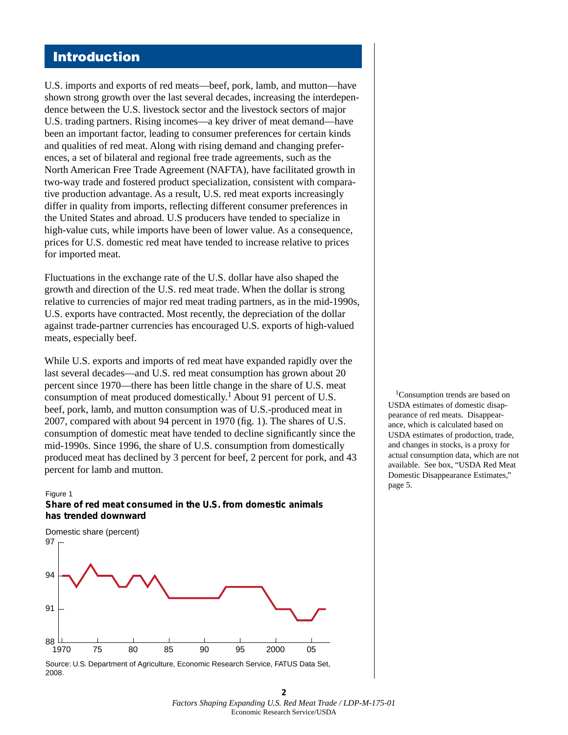## Introduction

U.S. imports and exports of red meats—beef, pork, lamb, and mutton—have shown strong growth over the last several decades, increasing the interdependence between the U.S. livestock sector and the livestock sectors of major U.S. trading partners. Rising incomes—a key driver of meat demand—have been an important factor, leading to consumer preferences for certain kinds and qualities of red meat. Along with rising demand and changing preferences, a set of bilateral and regional free trade agreements, such as the North American Free Trade Agreement (NAFTA), have facilitated growth in two-way trade and fostered product specialization, consistent with comparative production advantage. As a result, U.S. red meat exports increasingly differ in quality from imports, reflecting different consumer preferences in the United States and abroad. U.S producers have tended to specialize in high-value cuts, while imports have been of lower value. As a consequence, prices for U.S. domestic red meat have tended to increase relative to prices for imported meat.

Fluctuations in the exchange rate of the U.S. dollar have also shaped the growth and direction of the U.S. red meat trade. When the dollar is strong relative to currencies of major red meat trading partners, as in the mid-1990s, U.S. exports have contracted. Most recently, the depreciation of the dollar against trade-partner currencies has encouraged U.S. exports of high-valued meats, especially beef.

While U.S. exports and imports of red meat have expanded rapidly over the last several decades—and U.S. red meat consumption has grown about 20 percent since 1970—there has been little change in the share of U.S. meat consumption of meat produced domestically.[1] About 91 percent of U.S. beef, pork, lamb, and mutton consumption was of U.S.-produced meat in 2007, compared with about 94 percent in 1970 (fig. 1). The shares of U.S. consumption of domestic meat have tended to decline significantly since the mid-1990s. Since 1996, the share of U.S. consumption from domestically produced meat has declined by 3 percent for beef, 2 percent for pork, and 43 percent for lamb and mutton.

[1]Consumption trends are based on USDA estimates of domestic disappearance of red meats. Disappearance, which is calculated based on USDA estimates of production, trade, and changes in stocks, is a proxy for actual consumption data, which are not available. See box, "USDA Red Meat Domestic Disappearance Estimates," page 5.

Figure 1

**Share of red meat consumed in the U.S. from domestic animals has trended downward**

Source: U.S. Department of Agriculture, Economic Research Service, FATUS Data Set, 2008.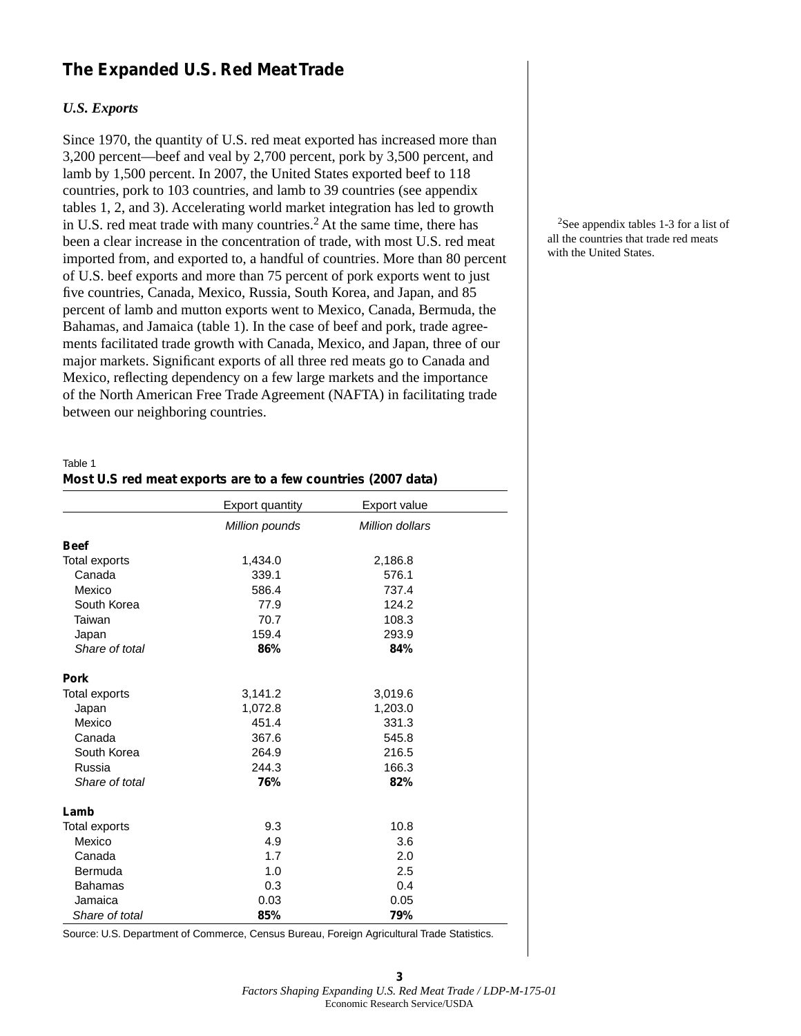## The Expanded U.S. Red Meat Trade

### *U.S. Exports*

Since 1970, the quantity of U.S. red meat exported has increased more than 3,200 percent—beef and veal by 2,700 percent, pork by 3,500 percent, and lamb by 1,500 percent. In 2007, the United States exported beef to 118 countries, pork to 103 countries, and lamb to 39 countries (see appendix tables 1, 2, and 3). Accelerating world market integration has led to growth in U.S. red meat trade with many countries.[2] At the same time, there has been a clear increase in the concentration of trade, with most U.S. red meat imported from, and exported to, a handful of countries. More than 80 percent of U.S. beef exports and more than 75 percent of pork exports went to just five countries, Canada, Mexico, Russia, South Korea, and Japan, and 85 percent of lamb and mutton exports went to Mexico, Canada, Bermuda, the Bahamas, and Jamaica (table 1). In the case of beef and pork, trade agreements facilitated trade growth with Canada, Mexico, and Japan, three of our major markets. Significant exports of all three red meats go to Canada and Mexico, reflecting dependency on a few large markets and the importance of the North American Free Trade Agreement (NAFTA) in facilitating trade between our neighboring countries.

[2]See appendix tables 1-3 for a list of all the countries that trade red meats with the United States.

Table 1
**Most U.S red meat exports are to a few countries (2007 data)**

| | Export quantity | Export value |
|---|---|---|
| | *Million pounds* | *Million dollars* |
| **Beef** | | |
| Total exports | 1,434.0 | 2,186.8 |
| Canada | 339.1 | 576.1 |
| Mexico | 586.4 | 737.4 |
| South Korea | 77.9 | 124.2 |
| Taiwan | 70.7 | 108.3 |
| Japan | 159.4 | 293.9 |
| *Share of total* | **86%** | **84%** |
| **Pork** | | |
| Total exports | 3,141.2 | 3,019.6 |
| Japan | 1,072.8 | 1,203.0 |
| Mexico | 451.4 | 331.3 |
| Canada | 367.6 | 545.8 |
| South Korea | 264.9 | 216.5 |
| Russia | 244.3 | 166.3 |
| *Share of total* | **76%** | **82%** |
| **Lamb** | | |
| Total exports | 9.3 | 10.8 |
| Mexico | 4.9 | 3.6 |
| Canada | 1.7 | 2.0 |
| Bermuda | 1.0 | 2.5 |
| Bahamas | 0.3 | 0.4 |
| Jamaica | 0.03 | 0.05 |
| *Share of total* | **85%** | **79%** |

Source: U.S. Department of Commerce, Census Bureau, Foreign Agricultural Trade Statistics.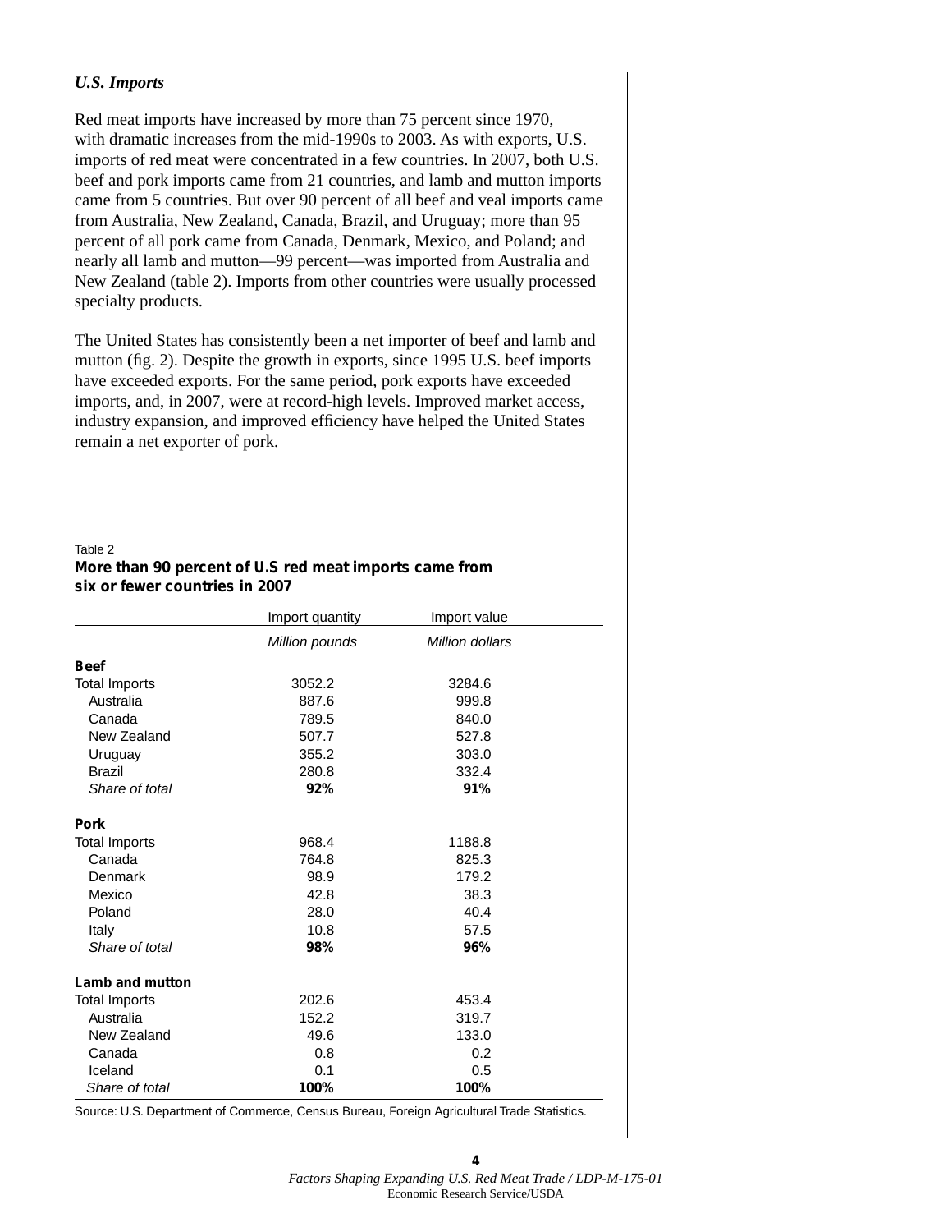### *U.S. Imports*

Red meat imports have increased by more than 75 percent since 1970, with dramatic increases from the mid-1990s to 2003. As with exports, U.S. imports of red meat were concentrated in a few countries. In 2007, both U.S. beef and pork imports came from 21 countries, and lamb and mutton imports came from 5 countries. But over 90 percent of all beef and veal imports came from Australia, New Zealand, Canada, Brazil, and Uruguay; more than 95 percent of all pork came from Canada, Denmark, Mexico, and Poland; and nearly all lamb and mutton—99 percent—was imported from Australia and New Zealand (table 2). Imports from other countries were usually processed specialty products.

The United States has consistently been a net importer of beef and lamb and mutton (fig. 2). Despite the growth in exports, since 1995 U.S. beef imports have exceeded exports. For the same period, pork exports have exceeded imports, and, in 2007, were at record-high levels. Improved market access, industry expansion, and improved efficiency have helped the United States remain a net exporter of pork.

Table 2

**More than 90 percent of U.S red meat imports came from six or fewer countries in 2007**

| | Import quantity | Import value |
|---|---|---|
| | *Million pounds* | *Million dollars* |
| **Beef** | | |
| Total Imports | 3052.2 | 3284.6 |
| Australia | 887.6 | 999.8 |
| Canada | 789.5 | 840.0 |
| New Zealand | 507.7 | 527.8 |
| Uruguay | 355.2 | 303.0 |
| Brazil | 280.8 | 332.4 |
| *Share of total* | **92%** | **91%** |
| **Pork** | | |
| Total Imports | 968.4 | 1188.8 |
| Canada | 764.8 | 825.3 |
| Denmark | 98.9 | 179.2 |
| Mexico | 42.8 | 38.3 |
| Poland | 28.0 | 40.4 |
| Italy | 10.8 | 57.5 |
| *Share of total* | **98%** | **96%** |
| **Lamb and mutton** | | |
| Total Imports | 202.6 | 453.4 |
| Australia | 152.2 | 319.7 |
| New Zealand | 49.6 | 133.0 |
| Canada | 0.8 | 0.2 |
| Iceland | 0.1 | 0.5 |
| *Share of total* | **100%** | **100%** |

Source: U.S. Department of Commerce, Census Bureau, Foreign Agricultural Trade Statistics.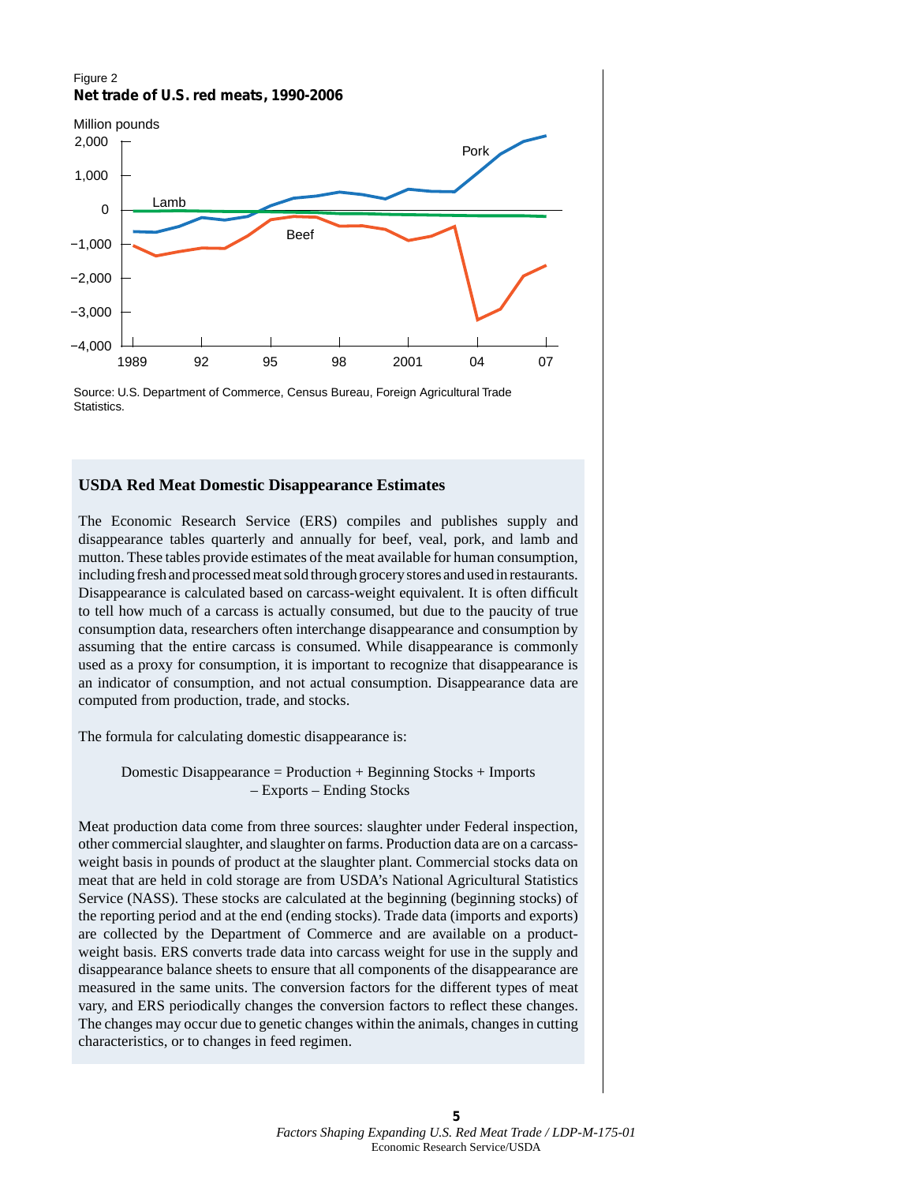Figure 2

**Net trade of U.S. red meats, 1990-2006**

Million pounds

Source: U.S. Department of Commerce, Census Bureau, Foreign Agricultural Trade Statistics.

### USDA Red Meat Domestic Disappearance Estimates

The Economic Research Service (ERS) compiles and publishes supply and disappearance tables quarterly and annually for beef, veal, pork, and lamb and mutton. These tables provide estimates of the meat available for human consumption, including fresh and processed meat sold through grocery stores and used in restaurants. Disappearance is calculated based on carcass-weight equivalent. It is often difficult to tell how much of a carcass is actually consumed, but due to the paucity of true consumption data, researchers often interchange disappearance and consumption by assuming that the entire carcass is consumed. While disappearance is commonly used as a proxy for consumption, it is important to recognize that disappearance is an indicator of consumption, and not actual consumption. Disappearance data are computed from production, trade, and stocks.

The formula for calculating domestic disappearance is:

Domestic Disappearance = Production + Beginning Stocks + Imports – Exports – Ending Stocks

Meat production data come from three sources: slaughter under Federal inspection, other commercial slaughter, and slaughter on farms. Production data are on a carcass-weight basis in pounds of product at the slaughter plant. Commercial stocks data on meat that are held in cold storage are from USDA's National Agricultural Statistics Service (NASS). These stocks are calculated at the beginning (beginning stocks) of the reporting period and at the end (ending stocks). Trade data (imports and exports) are collected by the Department of Commerce and are available on a product-weight basis. ERS converts trade data into carcass weight for use in the supply and disappearance balance sheets to ensure that all components of the disappearance are measured in the same units. The conversion factors for the different types of meat vary, and ERS periodically changes the conversion factors to reflect these changes. The changes may occur due to genetic changes within the animals, changes in cutting characteristics, or to changes in feed regimen.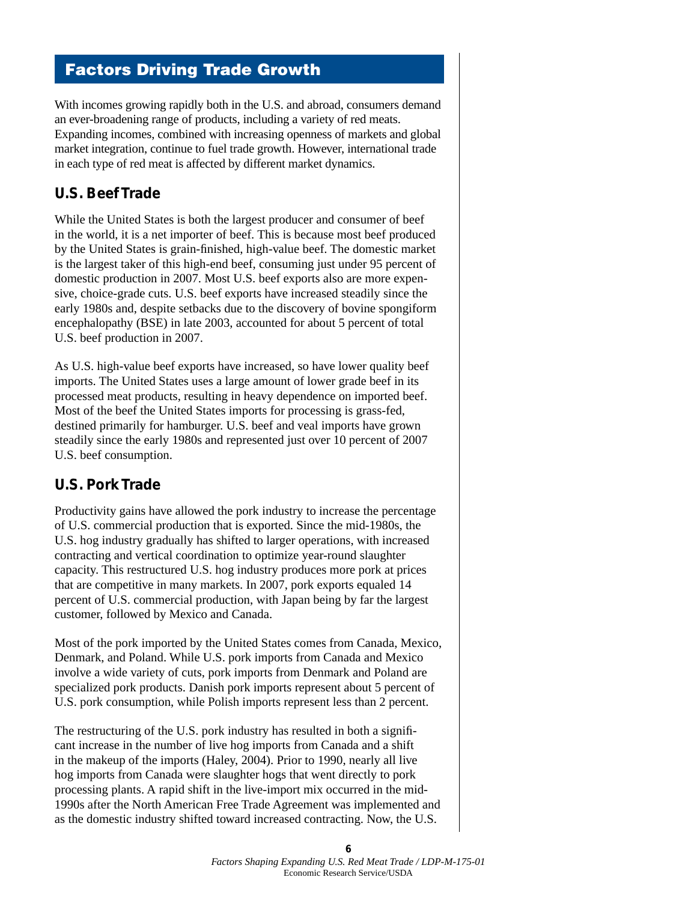# Factors Driving Trade Growth

With incomes growing rapidly both in the U.S. and abroad, consumers demand an ever-broadening range of products, including a variety of red meats. Expanding incomes, combined with increasing openness of markets and global market integration, continue to fuel trade growth. However, international trade in each type of red meat is affected by different market dynamics.

## U.S. Beef Trade

While the United States is both the largest producer and consumer of beef in the world, it is a net importer of beef. This is because most beef produced by the United States is grain-finished, high-value beef. The domestic market is the largest taker of this high-end beef, consuming just under 95 percent of domestic production in 2007. Most U.S. beef exports also are more expensive, choice-grade cuts. U.S. beef exports have increased steadily since the early 1980s and, despite setbacks due to the discovery of bovine spongiform encephalopathy (BSE) in late 2003, accounted for about 5 percent of total U.S. beef production in 2007.

As U.S. high-value beef exports have increased, so have lower quality beef imports. The United States uses a large amount of lower grade beef in its processed meat products, resulting in heavy dependence on imported beef. Most of the beef the United States imports for processing is grass-fed, destined primarily for hamburger. U.S. beef and veal imports have grown steadily since the early 1980s and represented just over 10 percent of 2007 U.S. beef consumption.

## U.S. Pork Trade

Productivity gains have allowed the pork industry to increase the percentage of U.S. commercial production that is exported. Since the mid-1980s, the U.S. hog industry gradually has shifted to larger operations, with increased contracting and vertical coordination to optimize year-round slaughter capacity. This restructured U.S. hog industry produces more pork at prices that are competitive in many markets. In 2007, pork exports equaled 14 percent of U.S. commercial production, with Japan being by far the largest customer, followed by Mexico and Canada.

Most of the pork imported by the United States comes from Canada, Mexico, Denmark, and Poland. While U.S. pork imports from Canada and Mexico involve a wide variety of cuts, pork imports from Denmark and Poland are specialized pork products. Danish pork imports represent about 5 percent of U.S. pork consumption, while Polish imports represent less than 2 percent.

The restructuring of the U.S. pork industry has resulted in both a significant increase in the number of live hog imports from Canada and a shift in the makeup of the imports (Haley, 2004). Prior to 1990, nearly all live hog imports from Canada were slaughter hogs that went directly to pork processing plants. A rapid shift in the live-import mix occurred in the mid-1990s after the North American Free Trade Agreement was implemented and as the domestic industry shifted toward increased contracting. Now, the U.S.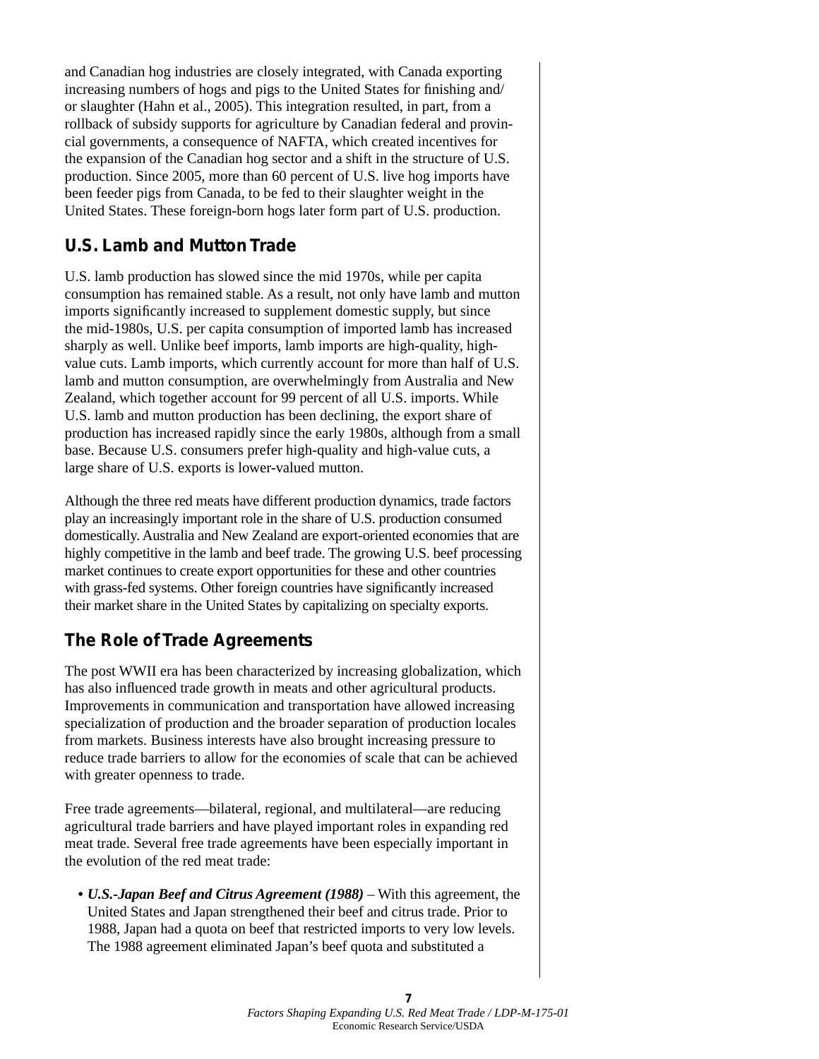and Canadian hog industries are closely integrated, with Canada exporting increasing numbers of hogs and pigs to the United States for finishing and/or slaughter (Hahn et al., 2005). This integration resulted, in part, from a rollback of subsidy supports for agriculture by Canadian federal and provincial governments, a consequence of NAFTA, which created incentives for the expansion of the Canadian hog sector and a shift in the structure of U.S. production. Since 2005, more than 60 percent of U.S. live hog imports have been feeder pigs from Canada, to be fed to their slaughter weight in the United States. These foreign-born hogs later form part of U.S. production.

## U.S. Lamb and Mutton Trade

U.S. lamb production has slowed since the mid 1970s, while per capita consumption has remained stable. As a result, not only have lamb and mutton imports significantly increased to supplement domestic supply, but since the mid-1980s, U.S. per capita consumption of imported lamb has increased sharply as well. Unlike beef imports, lamb imports are high-quality, high-value cuts. Lamb imports, which currently account for more than half of U.S. lamb and mutton consumption, are overwhelmingly from Australia and New Zealand, which together account for 99 percent of all U.S. imports. While U.S. lamb and mutton production has been declining, the export share of production has increased rapidly since the early 1980s, although from a small base. Because U.S. consumers prefer high-quality and high-value cuts, a large share of U.S. exports is lower-valued mutton.

Although the three red meats have different production dynamics, trade factors play an increasingly important role in the share of U.S. production consumed domestically. Australia and New Zealand are export-oriented economies that are highly competitive in the lamb and beef trade. The growing U.S. beef processing market continues to create export opportunities for these and other countries with grass-fed systems. Other foreign countries have significantly increased their market share in the United States by capitalizing on specialty exports.

## The Role of Trade Agreements

The post WWII era has been characterized by increasing globalization, which has also influenced trade growth in meats and other agricultural products. Improvements in communication and transportation have allowed increasing specialization of production and the broader separation of production locales from markets. Business interests have also brought increasing pressure to reduce trade barriers to allow for the economies of scale that can be achieved with greater openness to trade.

Free trade agreements—bilateral, regional, and multilateral—are reducing agricultural trade barriers and have played important roles in expanding red meat trade. Several free trade agreements have been especially important in the evolution of the red meat trade:

- ***U.S.-Japan Beef and Citrus Agreement (1988)*** – With this agreement, the United States and Japan strengthened their beef and citrus trade. Prior to 1988, Japan had a quota on beef that restricted imports to very low levels. The 1988 agreement eliminated Japan's beef quota and substituted a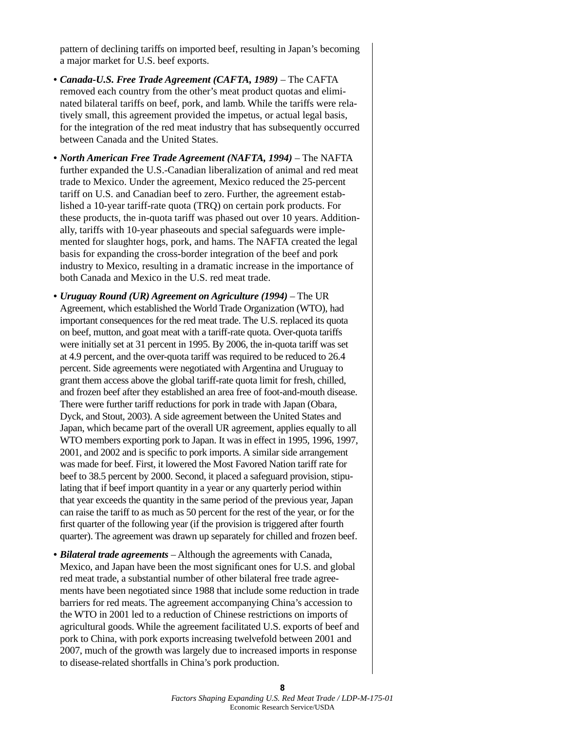pattern of declining tariffs on imported beef, resulting in Japan's becoming a major market for U.S. beef exports.

- ***Canada-U.S. Free Trade Agreement (CAFTA, 1989)*** – The CAFTA removed each country from the other's meat product quotas and eliminated bilateral tariffs on beef, pork, and lamb. While the tariffs were relatively small, this agreement provided the impetus, or actual legal basis, for the integration of the red meat industry that has subsequently occurred between Canada and the United States.

- ***North American Free Trade Agreement (NAFTA, 1994)*** – The NAFTA further expanded the U.S.-Canadian liberalization of animal and red meat trade to Mexico. Under the agreement, Mexico reduced the 25-percent tariff on U.S. and Canadian beef to zero. Further, the agreement established a 10-year tariff-rate quota (TRQ) on certain pork products. For these products, the in-quota tariff was phased out over 10 years. Additionally, tariffs with 10-year phaseouts and special safeguards were implemented for slaughter hogs, pork, and hams. The NAFTA created the legal basis for expanding the cross-border integration of the beef and pork industry to Mexico, resulting in a dramatic increase in the importance of both Canada and Mexico in the U.S. red meat trade.

- ***Uruguay Round (UR) Agreement on Agriculture (1994)*** – The UR Agreement, which established the World Trade Organization (WTO), had important consequences for the red meat trade. The U.S. replaced its quota on beef, mutton, and goat meat with a tariff-rate quota. Over-quota tariffs were initially set at 31 percent in 1995. By 2006, the in-quota tariff was set at 4.9 percent, and the over-quota tariff was required to be reduced to 26.4 percent. Side agreements were negotiated with Argentina and Uruguay to grant them access above the global tariff-rate quota limit for fresh, chilled, and frozen beef after they established an area free of foot-and-mouth disease. There were further tariff reductions for pork in trade with Japan (Obara, Dyck, and Stout, 2003). A side agreement between the United States and Japan, which became part of the overall UR agreement, applies equally to all WTO members exporting pork to Japan. It was in effect in 1995, 1996, 1997, 2001, and 2002 and is specific to pork imports. A similar side arrangement was made for beef. First, it lowered the Most Favored Nation tariff rate for beef to 38.5 percent by 2000. Second, it placed a safeguard provision, stipulating that if beef import quantity in a year or any quarterly period within that year exceeds the quantity in the same period of the previous year, Japan can raise the tariff to as much as 50 percent for the rest of the year, or for the first quarter of the following year (if the provision is triggered after fourth quarter). The agreement was drawn up separately for chilled and frozen beef.

- ***Bilateral trade agreements*** – Although the agreements with Canada, Mexico, and Japan have been the most significant ones for U.S. and global red meat trade, a substantial number of other bilateral free trade agreements have been negotiated since 1988 that include some reduction in trade barriers for red meats. The agreement accompanying China's accession to the WTO in 2001 led to a reduction of Chinese restrictions on imports of agricultural goods. While the agreement facilitated U.S. exports of beef and pork to China, with pork exports increasing twelvefold between 2001 and 2007, much of the growth was largely due to increased imports in response to disease-related shortfalls in China's pork production.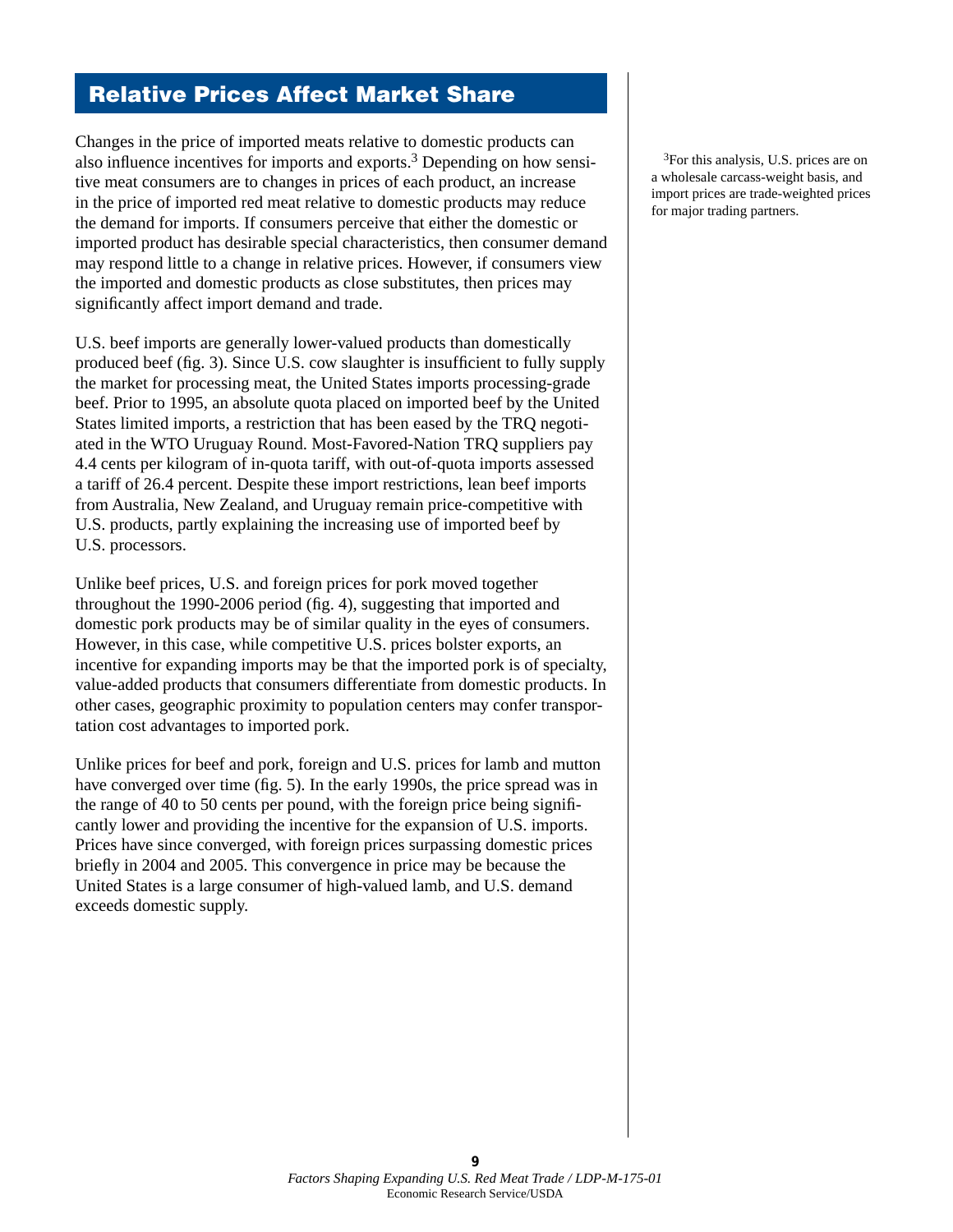## Relative Prices Affect Market Share

Changes in the price of imported meats relative to domestic products can also influence incentives for imports and exports.[3] Depending on how sensitive meat consumers are to changes in prices of each product, an increase in the price of imported red meat relative to domestic products may reduce the demand for imports. If consumers perceive that either the domestic or imported product has desirable special characteristics, then consumer demand may respond little to a change in relative prices. However, if consumers view the imported and domestic products as close substitutes, then prices may significantly affect import demand and trade.

U.S. beef imports are generally lower-valued products than domestically produced beef (fig. 3). Since U.S. cow slaughter is insufficient to fully supply the market for processing meat, the United States imports processing-grade beef. Prior to 1995, an absolute quota placed on imported beef by the United States limited imports, a restriction that has been eased by the TRQ negotiated in the WTO Uruguay Round. Most-Favored-Nation TRQ suppliers pay 4.4 cents per kilogram of in-quota tariff, with out-of-quota imports assessed a tariff of 26.4 percent. Despite these import restrictions, lean beef imports from Australia, New Zealand, and Uruguay remain price-competitive with U.S. products, partly explaining the increasing use of imported beef by U.S. processors.

Unlike beef prices, U.S. and foreign prices for pork moved together throughout the 1990-2006 period (fig. 4), suggesting that imported and domestic pork products may be of similar quality in the eyes of consumers. However, in this case, while competitive U.S. prices bolster exports, an incentive for expanding imports may be that the imported pork is of specialty, value-added products that consumers differentiate from domestic products. In other cases, geographic proximity to population centers may confer transportation cost advantages to imported pork.

Unlike prices for beef and pork, foreign and U.S. prices for lamb and mutton have converged over time (fig. 5). In the early 1990s, the price spread was in the range of 40 to 50 cents per pound, with the foreign price being significantly lower and providing the incentive for the expansion of U.S. imports. Prices have since converged, with foreign prices surpassing domestic prices briefly in 2004 and 2005. This convergence in price may be because the United States is a large consumer of high-valued lamb, and U.S. demand exceeds domestic supply.

[3] For this analysis, U.S. prices are on a wholesale carcass-weight basis, and import prices are trade-weighted prices for major trading partners.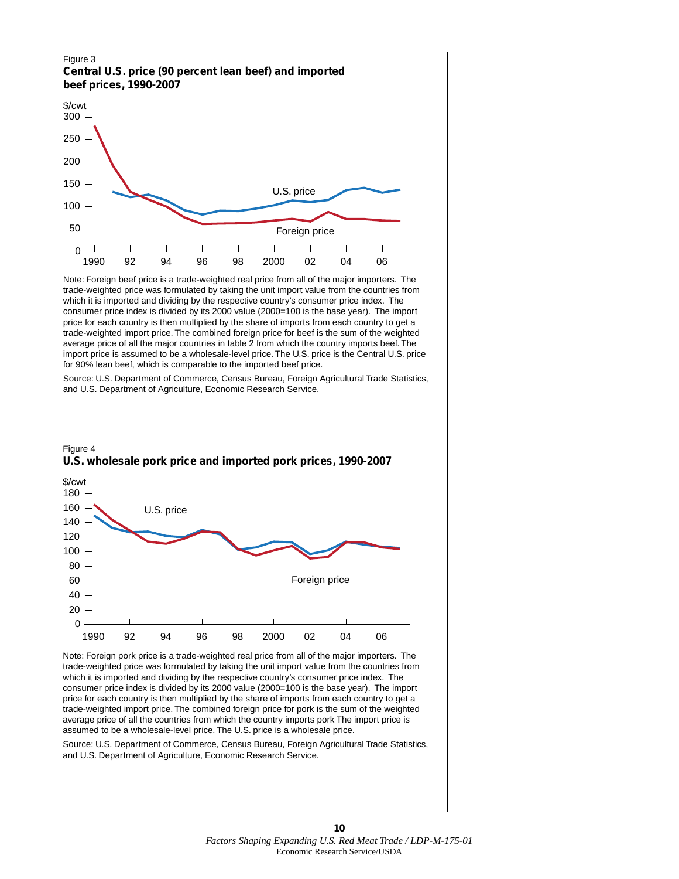Figure 3
**Central U.S. price (90 percent lean beef) and imported beef prices, 1990-2007**

Note: Foreign beef price is a trade-weighted real price from all of the major importers. The trade-weighted price was formulated by taking the unit import value from the countries from which it is imported and dividing by the respective country's consumer price index. The consumer price index is divided by its 2000 value (2000=100 is the base year). The import price for each country is then multiplied by the share of imports from each country to get a trade-weighted import price. The combined foreign price for beef is the sum of the weighted average price of all the major countries in table 2 from which the country imports beef. The import price is assumed to be a wholesale-level price. The U.S. price is the Central U.S. price for 90% lean beef, which is comparable to the imported beef price.

Source: U.S. Department of Commerce, Census Bureau, Foreign Agricultural Trade Statistics, and U.S. Department of Agriculture, Economic Research Service.

Figure 4
**U.S. wholesale pork price and imported pork prices, 1990-2007**

Note: Foreign pork price is a trade-weighted real price from all of the major importers. The trade-weighted price was formulated by taking the unit import value from the countries from which it is imported and dividing by the respective country's consumer price index. The consumer price index is divided by its 2000 value (2000=100 is the base year). The import price for each country is then multiplied by the share of imports from each country to get a trade-weighted import price. The combined foreign price for pork is the sum of the weighted average price of all the countries from which the country imports pork The import price is assumed to be a wholesale-level price. The U.S. price is a wholesale price.

Source: U.S. Department of Commerce, Census Bureau, Foreign Agricultural Trade Statistics, and U.S. Department of Agriculture, Economic Research Service.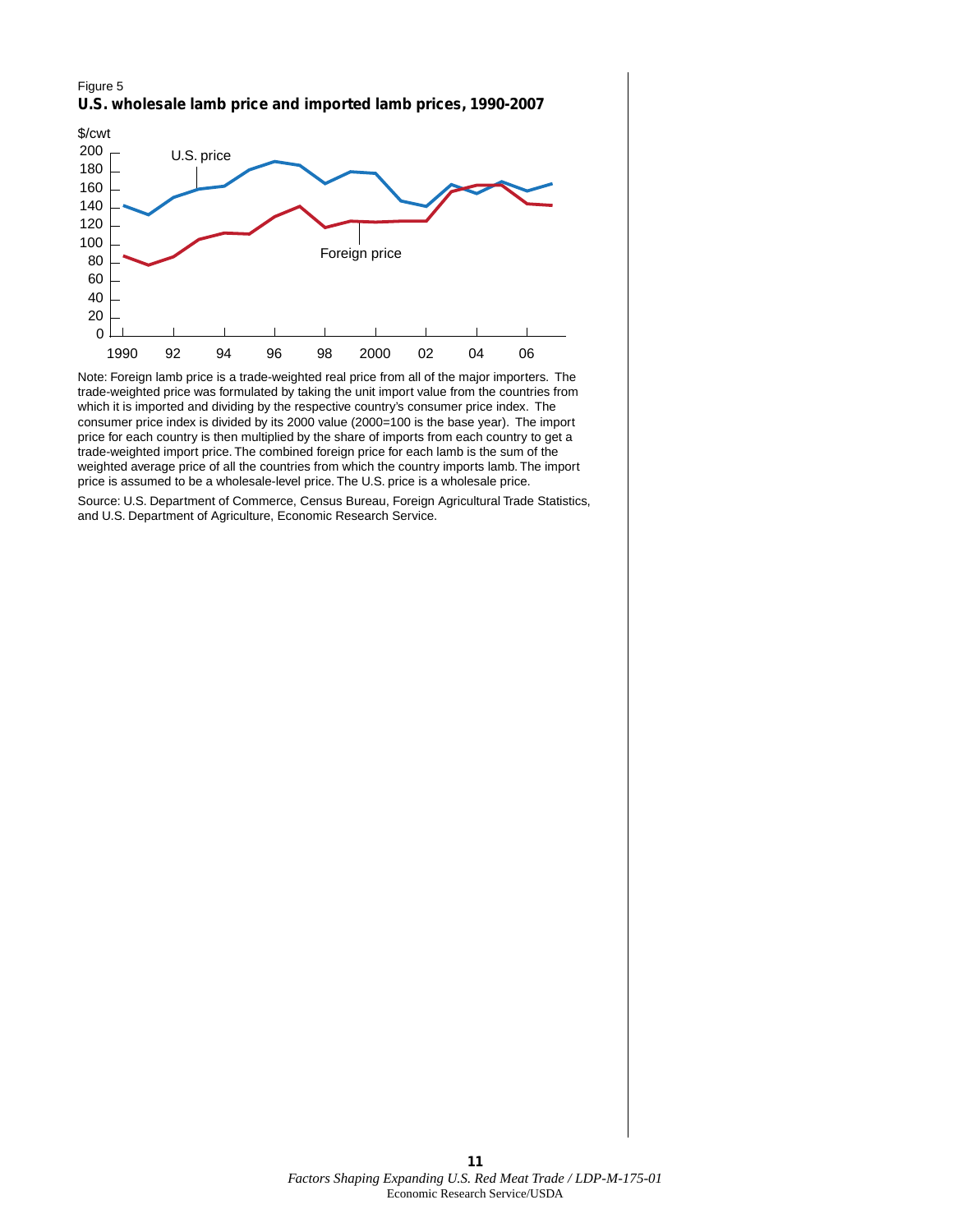Figure 5

**U.S. wholesale lamb price and imported lamb prices, 1990-2007**

Note: Foreign lamb price is a trade-weighted real price from all of the major importers. The trade-weighted price was formulated by taking the unit import value from the countries from which it is imported and dividing by the respective country's consumer price index. The consumer price index is divided by its 2000 value (2000=100 is the base year). The import price for each country is then multiplied by the share of imports from each country to get a trade-weighted import price. The combined foreign price for each lamb is the sum of the weighted average price of all the countries from which the country imports lamb. The import price is assumed to be a wholesale-level price. The U.S. price is a wholesale price.

Source: U.S. Department of Commerce, Census Bureau, Foreign Agricultural Trade Statistics, and U.S. Department of Agriculture, Economic Research Service.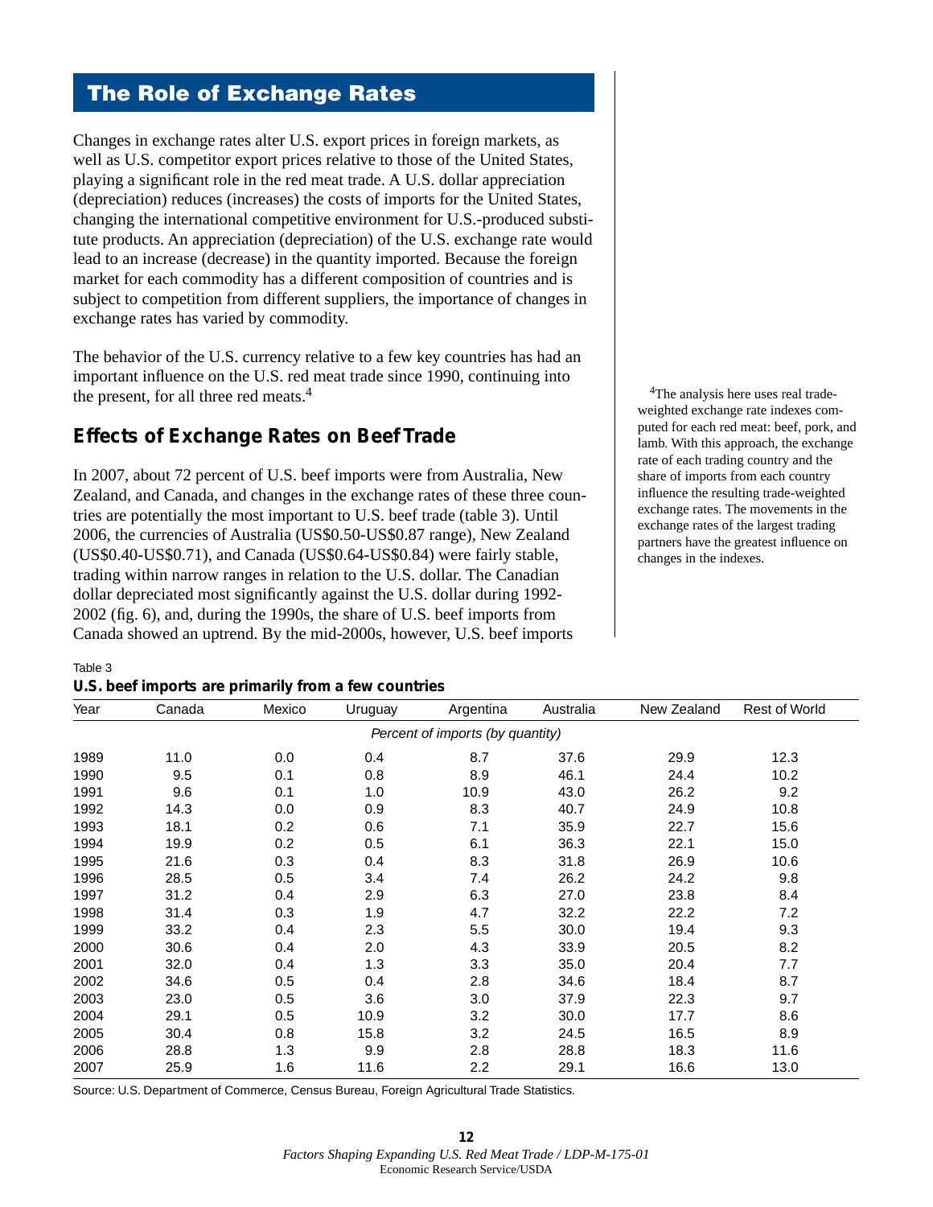## The Role of Exchange Rates

Changes in exchange rates alter U.S. export prices in foreign markets, as well as U.S. competitor export prices relative to those of the United States, playing a significant role in the red meat trade. A U.S. dollar appreciation (depreciation) reduces (increases) the costs of imports for the United States, changing the international competitive environment for U.S.-produced substitute products. An appreciation (depreciation) of the U.S. exchange rate would lead to an increase (decrease) in the quantity imported. Because the foreign market for each commodity has a different composition of countries and is subject to competition from different suppliers, the importance of changes in exchange rates has varied by commodity.

The behavior of the U.S. currency relative to a few key countries has had an important influence on the U.S. red meat trade since 1990, continuing into the present, for all three red meats.[4]

### Effects of Exchange Rates on Beef Trade

In 2007, about 72 percent of U.S. beef imports were from Australia, New Zealand, and Canada, and changes in the exchange rates of these three countries are potentially the most important to U.S. beef trade (table 3). Until 2006, the currencies of Australia (US$0.50-US$0.87 range), New Zealand (US$0.40-US$0.71), and Canada (US$0.64-US$0.84) were fairly stable, trading within narrow ranges in relation to the U.S. dollar. The Canadian dollar depreciated most significantly against the U.S. dollar during 1992-2002 (fig. 6), and, during the 1990s, the share of U.S. beef imports from Canada showed an uptrend. By the mid-2000s, however, U.S. beef imports

[4]The analysis here uses real trade-weighted exchange rate indexes computed for each red meat: beef, pork, and lamb. With this approach, the exchange rate of each trading country and the share of imports from each country influence the resulting trade-weighted exchange rates. The movements in the exchange rates of the largest trading partners have the greatest influence on changes in the indexes.

Table 3
**U.S. beef imports are primarily from a few countries**

| Year | Canada | Mexico | Uruguay | Argentina | Australia | New Zealand | Rest of World |
|---|---|---|---|---|---|---|---|
| | | | | *Percent of imports (by quantity)* | | | |
| 1989 | 11.0 | 0.0 | 0.4 | 8.7 | 37.6 | 29.9 | 12.3 |
| 1990 | 9.5 | 0.1 | 0.8 | 8.9 | 46.1 | 24.4 | 10.2 |
| 1991 | 9.6 | 0.1 | 1.0 | 10.9 | 43.0 | 26.2 | 9.2 |
| 1992 | 14.3 | 0.0 | 0.9 | 8.3 | 40.7 | 24.9 | 10.8 |
| 1993 | 18.1 | 0.2 | 0.6 | 7.1 | 35.9 | 22.7 | 15.6 |
| 1994 | 19.9 | 0.2 | 0.5 | 6.1 | 36.3 | 22.1 | 15.0 |
| 1995 | 21.6 | 0.3 | 0.4 | 8.3 | 31.8 | 26.9 | 10.6 |
| 1996 | 28.5 | 0.5 | 3.4 | 7.4 | 26.2 | 24.2 | 9.8 |
| 1997 | 31.2 | 0.4 | 2.9 | 6.3 | 27.0 | 23.8 | 8.4 |
| 1998 | 31.4 | 0.3 | 1.9 | 4.7 | 32.2 | 22.2 | 7.2 |
| 1999 | 33.2 | 0.4 | 2.3 | 5.5 | 30.0 | 19.4 | 9.3 |
| 2000 | 30.6 | 0.4 | 2.0 | 4.3 | 33.9 | 20.5 | 8.2 |
| 2001 | 32.0 | 0.4 | 1.3 | 3.3 | 35.0 | 20.4 | 7.7 |
| 2002 | 34.6 | 0.5 | 0.4 | 2.8 | 34.6 | 18.4 | 8.7 |
| 2003 | 23.0 | 0.5 | 3.6 | 3.0 | 37.9 | 22.3 | 9.7 |
| 2004 | 29.1 | 0.5 | 10.9 | 3.2 | 30.0 | 17.7 | 8.6 |
| 2005 | 30.4 | 0.8 | 15.8 | 3.2 | 24.5 | 16.5 | 8.9 |
| 2006 | 28.8 | 1.3 | 9.9 | 2.8 | 28.8 | 18.3 | 11.6 |
| 2007 | 25.9 | 1.6 | 11.6 | 2.2 | 29.1 | 16.6 | 13.0 |

Source: U.S. Department of Commerce, Census Bureau, Foreign Agricultural Trade Statistics.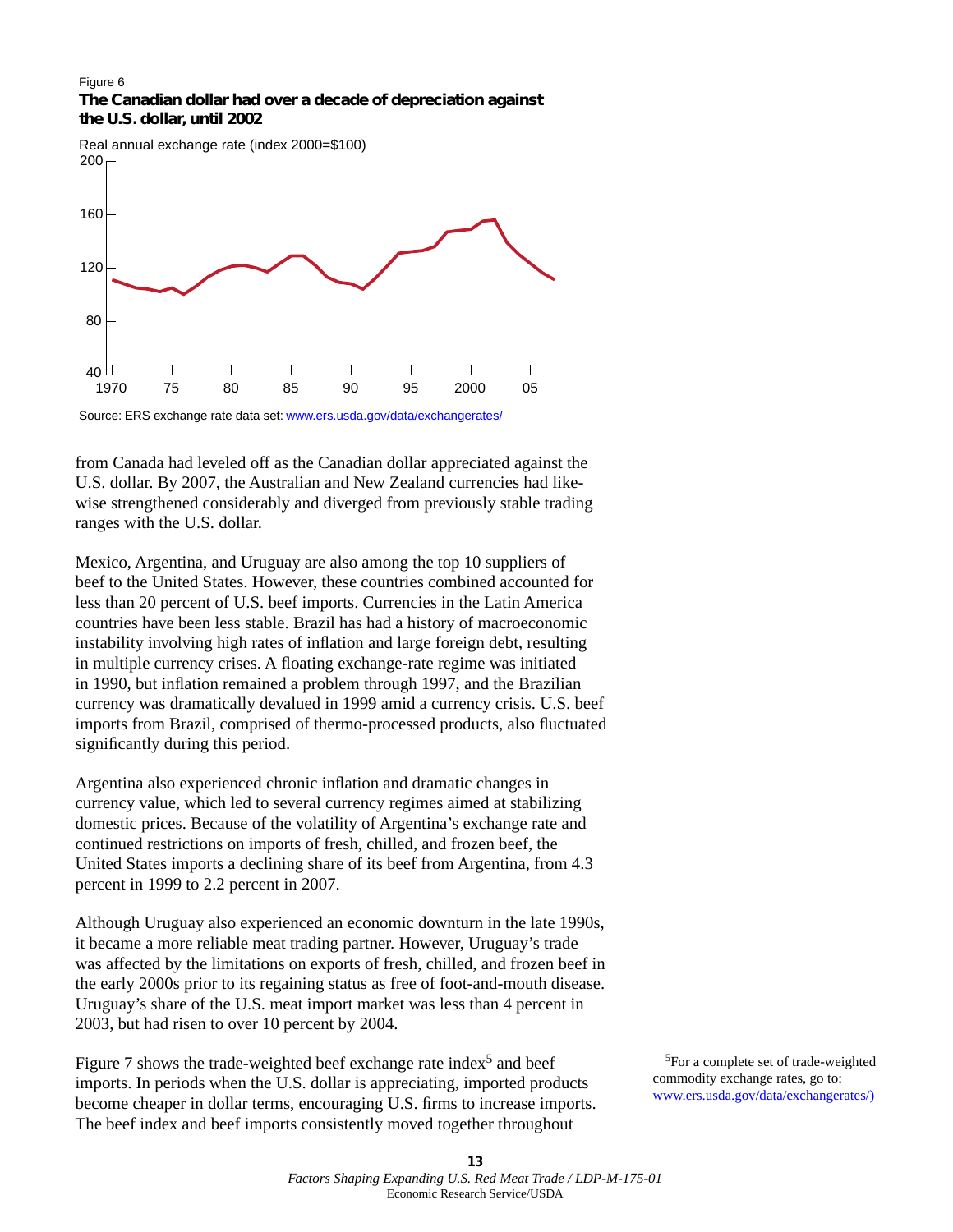Figure 6

**The Canadian dollar had over a decade of depreciation against the U.S. dollar, until 2002**

Real annual exchange rate (index 2000=$100)

Source: ERS exchange rate data set: www.ers.usda.gov/data/exchangerates/

from Canada had leveled off as the Canadian dollar appreciated against the U.S. dollar. By 2007, the Australian and New Zealand currencies had likewise strengthened considerably and diverged from previously stable trading ranges with the U.S. dollar.

Mexico, Argentina, and Uruguay are also among the top 10 suppliers of beef to the United States. However, these countries combined accounted for less than 20 percent of U.S. beef imports. Currencies in the Latin America countries have been less stable. Brazil has had a history of macroeconomic instability involving high rates of inflation and large foreign debt, resulting in multiple currency crises. A floating exchange-rate regime was initiated in 1990, but inflation remained a problem through 1997, and the Brazilian currency was dramatically devalued in 1999 amid a currency crisis. U.S. beef imports from Brazil, comprised of thermo-processed products, also fluctuated significantly during this period.

Argentina also experienced chronic inflation and dramatic changes in currency value, which led to several currency regimes aimed at stabilizing domestic prices. Because of the volatility of Argentina's exchange rate and continued restrictions on imports of fresh, chilled, and frozen beef, the United States imports a declining share of its beef from Argentina, from 4.3 percent in 1999 to 2.2 percent in 2007.

Although Uruguay also experienced an economic downturn in the late 1990s, it became a more reliable meat trading partner. However, Uruguay's trade was affected by the limitations on exports of fresh, chilled, and frozen beef in the early 2000s prior to its regaining status as free of foot-and-mouth disease. Uruguay's share of the U.S. meat import market was less than 4 percent in 2003, but had risen to over 10 percent by 2004.

Figure 7 shows the trade-weighted beef exchange rate index[5] and beef imports. In periods when the U.S. dollar is appreciating, imported products become cheaper in dollar terms, encouraging U.S. firms to increase imports. The beef index and beef imports consistently moved together throughout

[5]For a complete set of trade-weighted commodity exchange rates, go to: www.ers.usda.gov/data/exchangerates/)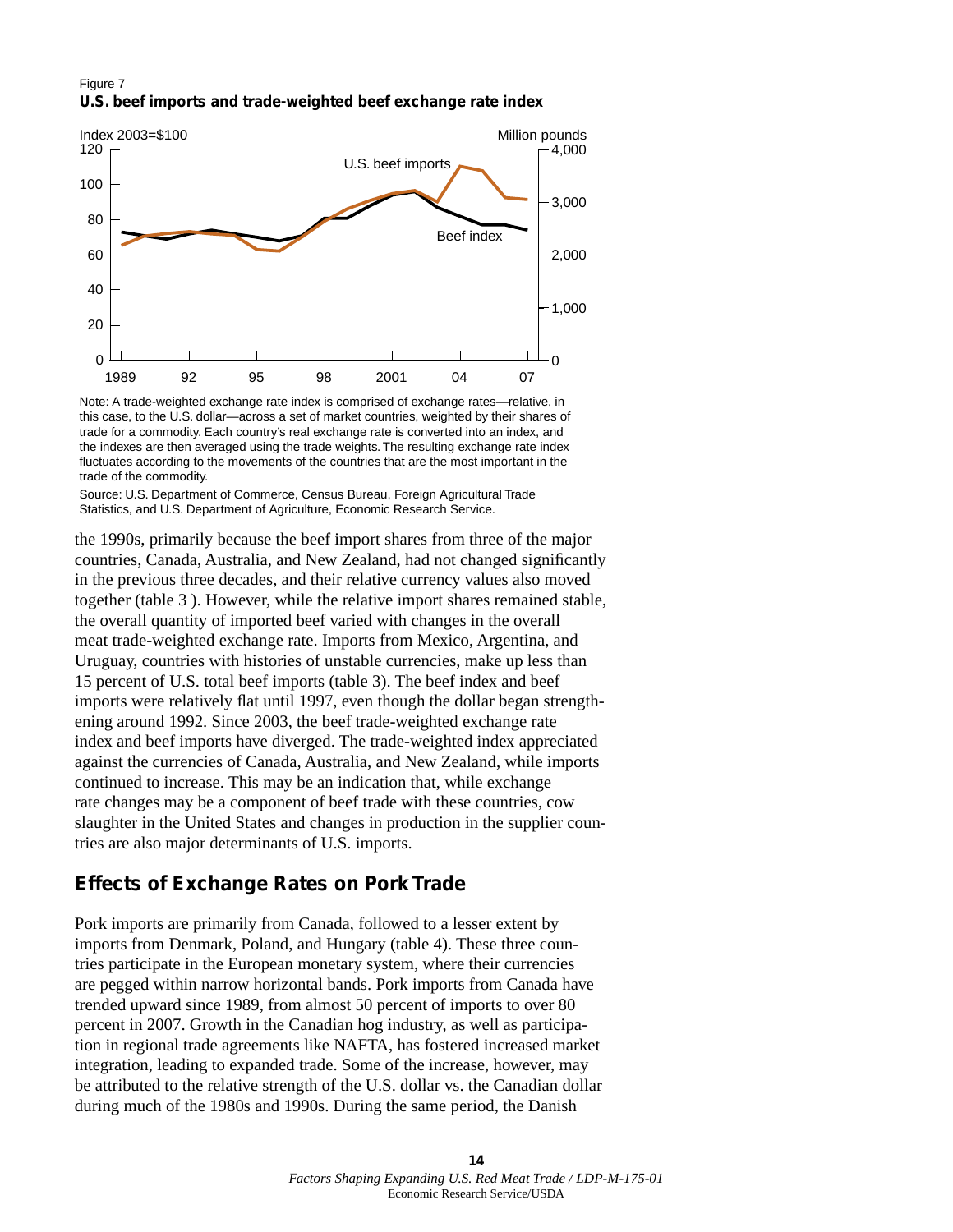Figure 7

**U.S. beef imports and trade-weighted beef exchange rate index**

Note: A trade-weighted exchange rate index is comprised of exchange rates—relative, in this case, to the U.S. dollar—across a set of market countries, weighted by their shares of trade for a commodity. Each country's real exchange rate is converted into an index, and the indexes are then averaged using the trade weights. The resulting exchange rate index fluctuates according to the movements of the countries that are the most important in the trade of the commodity.

Source: U.S. Department of Commerce, Census Bureau, Foreign Agricultural Trade Statistics, and U.S. Department of Agriculture, Economic Research Service.

the 1990s, primarily because the beef import shares from three of the major countries, Canada, Australia, and New Zealand, had not changed significantly in the previous three decades, and their relative currency values also moved together (table 3 ). However, while the relative import shares remained stable, the overall quantity of imported beef varied with changes in the overall meat trade-weighted exchange rate. Imports from Mexico, Argentina, and Uruguay, countries with histories of unstable currencies, make up less than 15 percent of U.S. total beef imports (table 3). The beef index and beef imports were relatively flat until 1997, even though the dollar began strengthening around 1992. Since 2003, the beef trade-weighted exchange rate index and beef imports have diverged. The trade-weighted index appreciated against the currencies of Canada, Australia, and New Zealand, while imports continued to increase. This may be an indication that, while exchange rate changes may be a component of beef trade with these countries, cow slaughter in the United States and changes in production in the supplier countries are also major determinants of U.S. imports.

## Effects of Exchange Rates on Pork Trade

Pork imports are primarily from Canada, followed to a lesser extent by imports from Denmark, Poland, and Hungary (table 4). These three countries participate in the European monetary system, where their currencies are pegged within narrow horizontal bands. Pork imports from Canada have trended upward since 1989, from almost 50 percent of imports to over 80 percent in 2007. Growth in the Canadian hog industry, as well as participation in regional trade agreements like NAFTA, has fostered increased market integration, leading to expanded trade. Some of the increase, however, may be attributed to the relative strength of the U.S. dollar vs. the Canadian dollar during much of the 1980s and 1990s. During the same period, the Danish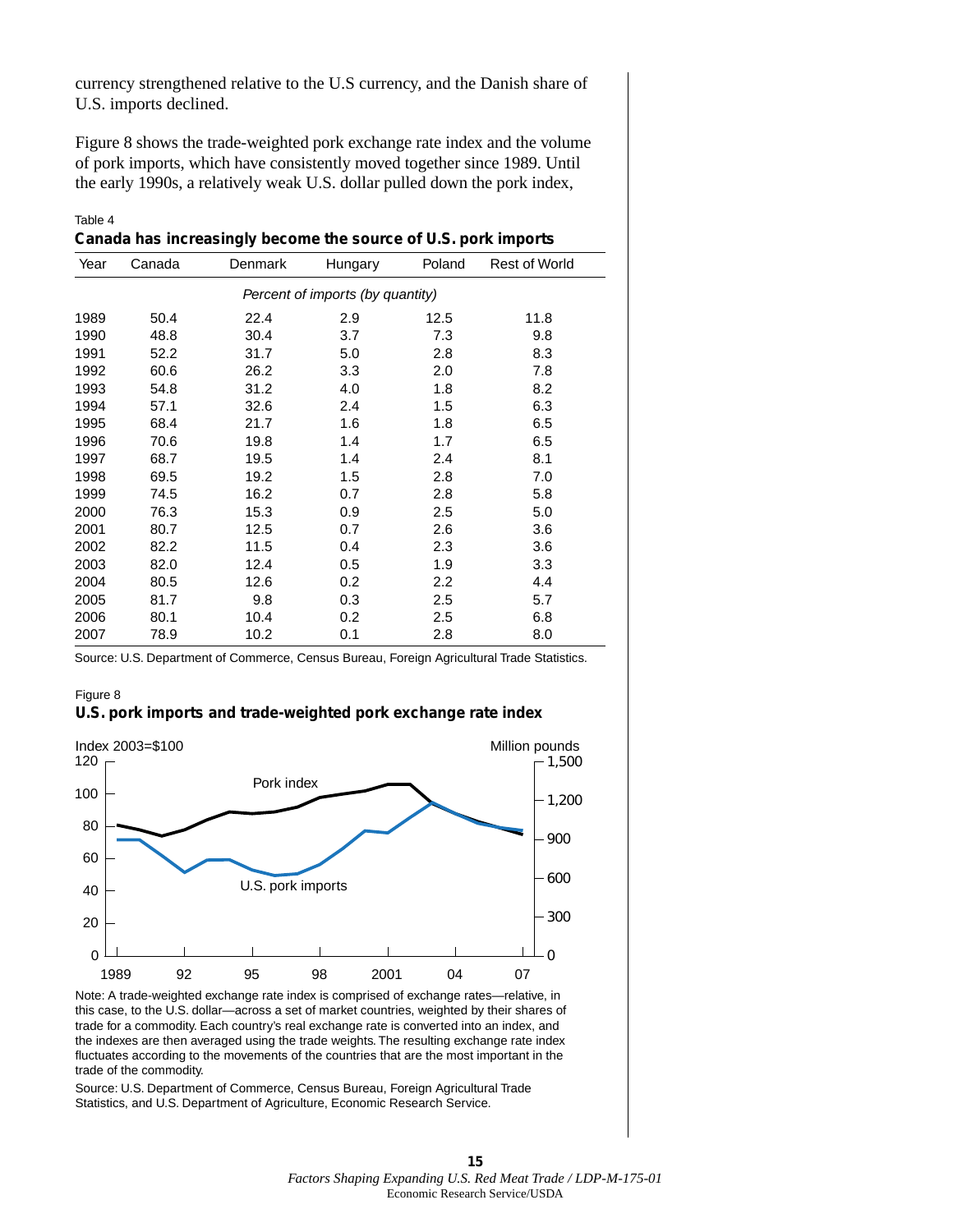currency strengthened relative to the U.S currency, and the Danish share of U.S. imports declined.

Figure 8 shows the trade-weighted pork exchange rate index and the volume of pork imports, which have consistently moved together since 1989. Until the early 1990s, a relatively weak U.S. dollar pulled down the pork index,

Table 4

**Canada has increasingly become the source of U.S. pork imports**

| Year | Canada | Denmark | Hungary | Poland | Rest of World |
|---|---|---|---|---|---|
| | | *Percent of imports (by quantity)* | | | |
| 1989 | 50.4 | 22.4 | 2.9 | 12.5 | 11.8 |
| 1990 | 48.8 | 30.4 | 3.7 | 7.3 | 9.8 |
| 1991 | 52.2 | 31.7 | 5.0 | 2.8 | 8.3 |
| 1992 | 60.6 | 26.2 | 3.3 | 2.0 | 7.8 |
| 1993 | 54.8 | 31.2 | 4.0 | 1.8 | 8.2 |
| 1994 | 57.1 | 32.6 | 2.4 | 1.5 | 6.3 |
| 1995 | 68.4 | 21.7 | 1.6 | 1.8 | 6.5 |
| 1996 | 70.6 | 19.8 | 1.4 | 1.7 | 6.5 |
| 1997 | 68.7 | 19.5 | 1.4 | 2.4 | 8.1 |
| 1998 | 69.5 | 19.2 | 1.5 | 2.8 | 7.0 |
| 1999 | 74.5 | 16.2 | 0.7 | 2.8 | 5.8 |
| 2000 | 76.3 | 15.3 | 0.9 | 2.5 | 5.0 |
| 2001 | 80.7 | 12.5 | 0.7 | 2.6 | 3.6 |
| 2002 | 82.2 | 11.5 | 0.4 | 2.3 | 3.6 |
| 2003 | 82.0 | 12.4 | 0.5 | 1.9 | 3.3 |
| 2004 | 80.5 | 12.6 | 0.2 | 2.2 | 4.4 |
| 2005 | 81.7 | 9.8 | 0.3 | 2.5 | 5.7 |
| 2006 | 80.1 | 10.4 | 0.2 | 2.5 | 6.8 |
| 2007 | 78.9 | 10.2 | 0.1 | 2.8 | 8.0 |

Source: U.S. Department of Commerce, Census Bureau, Foreign Agricultural Trade Statistics.

Figure 8

**U.S. pork imports and trade-weighted pork exchange rate index**

Note: A trade-weighted exchange rate index is comprised of exchange rates—relative, in this case, to the U.S. dollar—across a set of market countries, weighted by their shares of trade for a commodity. Each country's real exchange rate is converted into an index, and the indexes are then averaged using the trade weights. The resulting exchange rate index fluctuates according to the movements of the countries that are the most important in the trade of the commodity.

Source: U.S. Department of Commerce, Census Bureau, Foreign Agricultural Trade Statistics, and U.S. Department of Agriculture, Economic Research Service.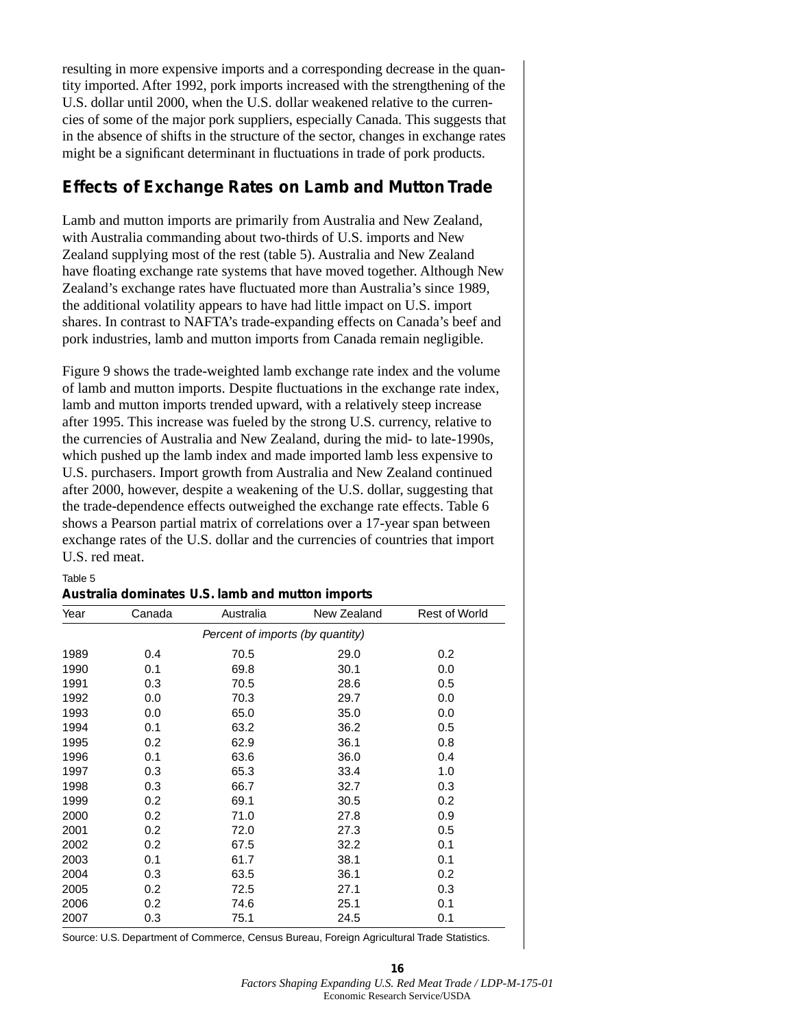resulting in more expensive imports and a corresponding decrease in the quantity imported. After 1992, pork imports increased with the strengthening of the U.S. dollar until 2000, when the U.S. dollar weakened relative to the currencies of some of the major pork suppliers, especially Canada. This suggests that in the absence of shifts in the structure of the sector, changes in exchange rates might be a significant determinant in fluctuations in trade of pork products.

## Effects of Exchange Rates on Lamb and Mutton Trade

Lamb and mutton imports are primarily from Australia and New Zealand, with Australia commanding about two-thirds of U.S. imports and New Zealand supplying most of the rest (table 5). Australia and New Zealand have floating exchange rate systems that have moved together. Although New Zealand's exchange rates have fluctuated more than Australia's since 1989, the additional volatility appears to have had little impact on U.S. import shares. In contrast to NAFTA's trade-expanding effects on Canada's beef and pork industries, lamb and mutton imports from Canada remain negligible.

Figure 9 shows the trade-weighted lamb exchange rate index and the volume of lamb and mutton imports. Despite fluctuations in the exchange rate index, lamb and mutton imports trended upward, with a relatively steep increase after 1995. This increase was fueled by the strong U.S. currency, relative to the currencies of Australia and New Zealand, during the mid- to late-1990s, which pushed up the lamb index and made imported lamb less expensive to U.S. purchasers. Import growth from Australia and New Zealand continued after 2000, however, despite a weakening of the U.S. dollar, suggesting that the trade-dependence effects outweighed the exchange rate effects. Table 6 shows a Pearson partial matrix of correlations over a 17-year span between exchange rates of the U.S. dollar and the currencies of countries that import U.S. red meat.

Table 5

**Australia dominates U.S. lamb and mutton imports**

| Year | Canada | Australia | New Zealand | Rest of World |
|---|---|---|---|---|
| | | *Percent of imports (by quantity)* | | |
| 1989 | 0.4 | 70.5 | 29.0 | 0.2 |
| 1990 | 0.1 | 69.8 | 30.1 | 0.0 |
| 1991 | 0.3 | 70.5 | 28.6 | 0.5 |
| 1992 | 0.0 | 70.3 | 29.7 | 0.0 |
| 1993 | 0.0 | 65.0 | 35.0 | 0.0 |
| 1994 | 0.1 | 63.2 | 36.2 | 0.5 |
| 1995 | 0.2 | 62.9 | 36.1 | 0.8 |
| 1996 | 0.1 | 63.6 | 36.0 | 0.4 |
| 1997 | 0.3 | 65.3 | 33.4 | 1.0 |
| 1998 | 0.3 | 66.7 | 32.7 | 0.3 |
| 1999 | 0.2 | 69.1 | 30.5 | 0.2 |
| 2000 | 0.2 | 71.0 | 27.8 | 0.9 |
| 2001 | 0.2 | 72.0 | 27.3 | 0.5 |
| 2002 | 0.2 | 67.5 | 32.2 | 0.1 |
| 2003 | 0.1 | 61.7 | 38.1 | 0.1 |
| 2004 | 0.3 | 63.5 | 36.1 | 0.2 |
| 2005 | 0.2 | 72.5 | 27.1 | 0.3 |
| 2006 | 0.2 | 74.6 | 25.1 | 0.1 |
| 2007 | 0.3 | 75.1 | 24.5 | 0.1 |

Source: U.S. Department of Commerce, Census Bureau, Foreign Agricultural Trade Statistics.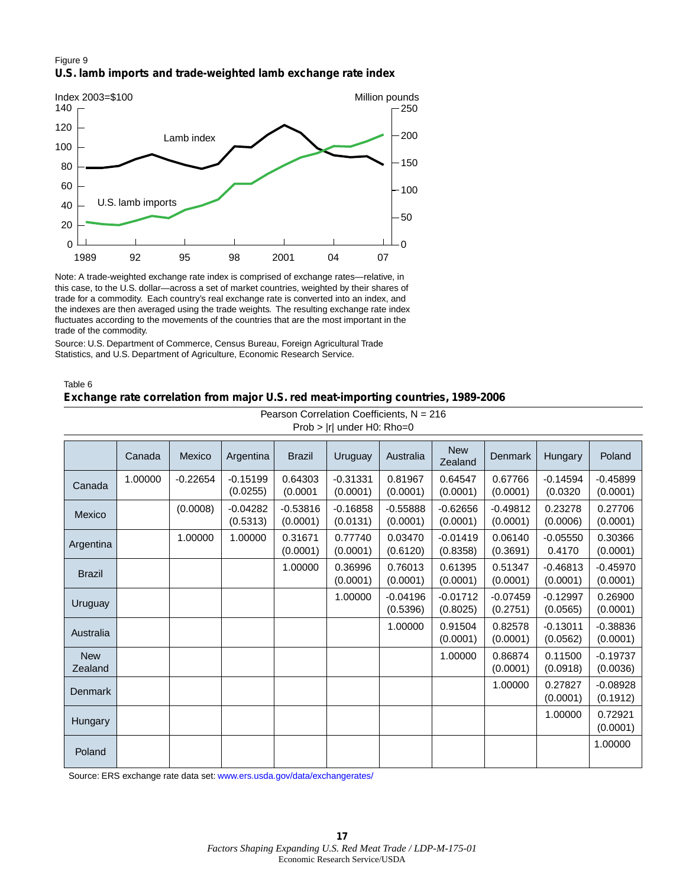Figure 9

**U.S. lamb imports and trade-weighted lamb exchange rate index**

Index 2003=$100 | Million pounds

Lamb index

U.S. lamb imports

Note: A trade-weighted exchange rate index is comprised of exchange rates—relative, in this case, to the U.S. dollar—across a set of market countries, weighted by their shares of trade for a commodity. Each country's real exchange rate is converted into an index, and the indexes are then averaged using the trade weights. The resulting exchange rate index fluctuates according to the movements of the countries that are the most important in the trade of the commodity.

Source: U.S. Department of Commerce, Census Bureau, Foreign Agricultural Trade Statistics, and U.S. Department of Agriculture, Economic Research Service.

Table 6

**Exchange rate correlation from major U.S. red meat-importing countries, 1989-2006**

Pearson Correlation Coefficients, N = 216
Prob > |r| under H0: Rho=0

| | Canada | Mexico | Argentina | Brazil | Uruguay | Australia | New Zealand | Denmark | Hungary | Poland |
|---|---|---|---|---|---|---|---|---|---|---|
| Canada | 1.00000 | -0.22654 | -0.15199 (0.0255) | 0.64303 (0.0001 | -0.31331 (0.0001) | 0.81967 (0.0001) | 0.64547 (0.0001) | 0.67766 (0.0001) | -0.14594 (0.0320 | -0.45899 (0.0001) |
| Mexico | | (0.0008) | -0.04282 (0.5313) | -0.53816 (0.0001) | -0.16858 (0.0131) | -0.55888 (0.0001) | -0.62656 (0.0001) | -0.49812 (0.0001) | 0.23278 (0.0006) | 0.27706 (0.0001) |
| Argentina | | 1.00000 | 1.00000 | 0.31671 (0.0001) | 0.77740 (0.0001) | 0.03470 (0.6120) | -0.01419 (0.8358) | 0.06140 (0.3691) | -0.05550 0.4170 | 0.30366 (0.0001) |
| Brazil | | | | 1.00000 | 0.36996 (0.0001) | 0.76013 (0.0001) | 0.61395 (0.0001) | 0.51347 (0.0001) | -0.46813 (0.0001) | -0.45970 (0.0001) |
| Uruguay | | | | | 1.00000 | -0.04196 (0.5396) | -0.01712 (0.8025) | -0.07459 (0.2751) | -0.12997 (0.0565) | 0.26900 (0.0001) |
| Australia | | | | | | 1.00000 | 0.91504 (0.0001) | 0.82578 (0.0001) | -0.13011 (0.0562) | -0.38836 (0.0001) |
| New Zealand | | | | | | | 1.00000 | 0.86874 (0.0001) | 0.11500 (0.0918) | -0.19737 (0.0036) |
| Denmark | | | | | | | | 1.00000 | 0.27827 (0.0001) | -0.08928 (0.1912) |
| Hungary | | | | | | | | | 1.00000 | 0.72921 (0.0001) |
| Poland | | | | | | | | | | 1.00000 |

Source: ERS exchange rate data set: www.ers.usda.gov/data/exchangerates/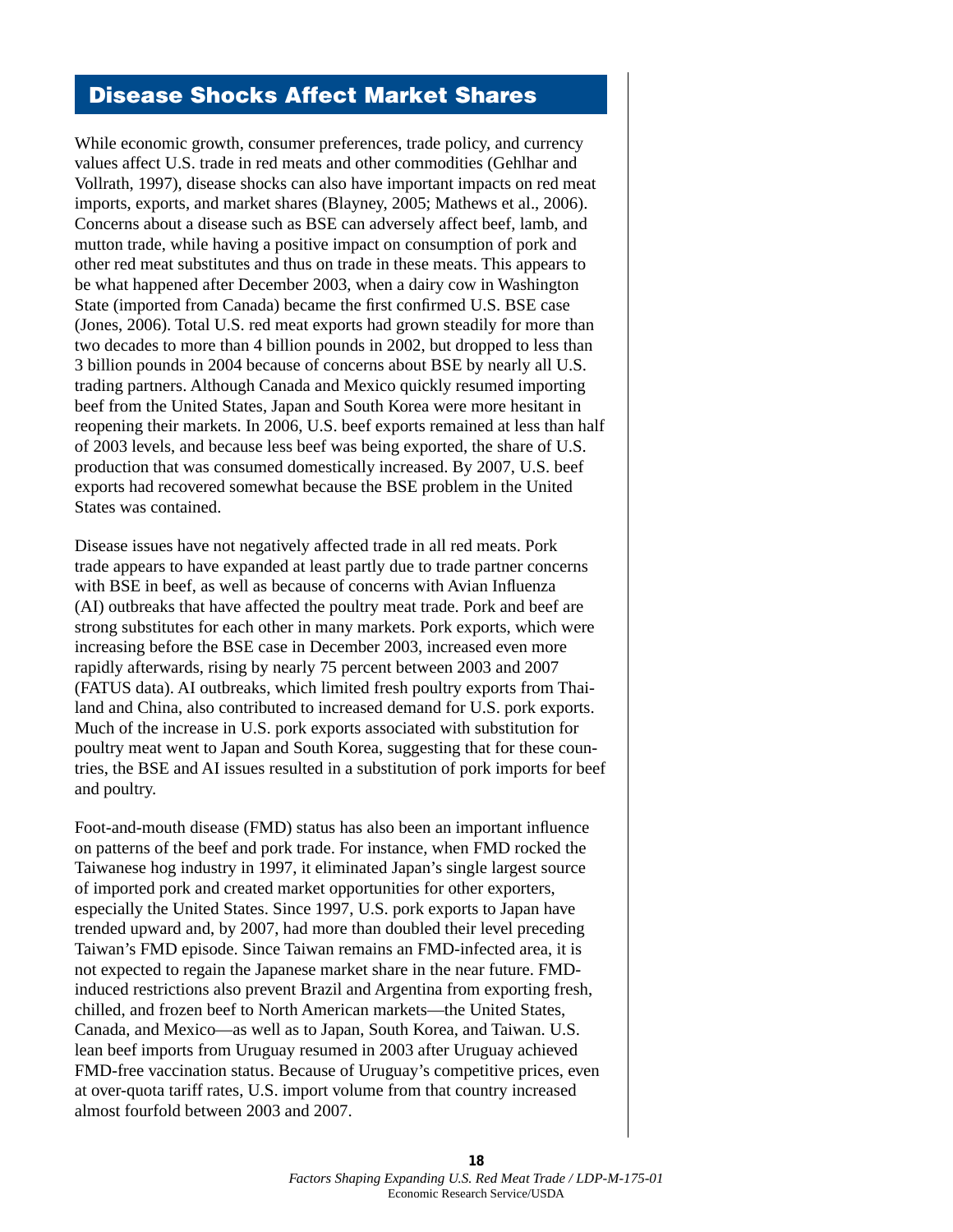## Disease Shocks Affect Market Shares

While economic growth, consumer preferences, trade policy, and currency values affect U.S. trade in red meats and other commodities (Gehlhar and Vollrath, 1997), disease shocks can also have important impacts on red meat imports, exports, and market shares (Blayney, 2005; Mathews et al., 2006). Concerns about a disease such as BSE can adversely affect beef, lamb, and mutton trade, while having a positive impact on consumption of pork and other red meat substitutes and thus on trade in these meats. This appears to be what happened after December 2003, when a dairy cow in Washington State (imported from Canada) became the first confirmed U.S. BSE case (Jones, 2006). Total U.S. red meat exports had grown steadily for more than two decades to more than 4 billion pounds in 2002, but dropped to less than 3 billion pounds in 2004 because of concerns about BSE by nearly all U.S. trading partners. Although Canada and Mexico quickly resumed importing beef from the United States, Japan and South Korea were more hesitant in reopening their markets. In 2006, U.S. beef exports remained at less than half of 2003 levels, and because less beef was being exported, the share of U.S. production that was consumed domestically increased. By 2007, U.S. beef exports had recovered somewhat because the BSE problem in the United States was contained.

Disease issues have not negatively affected trade in all red meats. Pork trade appears to have expanded at least partly due to trade partner concerns with BSE in beef, as well as because of concerns with Avian Influenza (AI) outbreaks that have affected the poultry meat trade. Pork and beef are strong substitutes for each other in many markets. Pork exports, which were increasing before the BSE case in December 2003, increased even more rapidly afterwards, rising by nearly 75 percent between 2003 and 2007 (FATUS data). AI outbreaks, which limited fresh poultry exports from Thailand and China, also contributed to increased demand for U.S. pork exports. Much of the increase in U.S. pork exports associated with substitution for poultry meat went to Japan and South Korea, suggesting that for these countries, the BSE and AI issues resulted in a substitution of pork imports for beef and poultry.

Foot-and-mouth disease (FMD) status has also been an important influence on patterns of the beef and pork trade. For instance, when FMD rocked the Taiwanese hog industry in 1997, it eliminated Japan's single largest source of imported pork and created market opportunities for other exporters, especially the United States. Since 1997, U.S. pork exports to Japan have trended upward and, by 2007, had more than doubled their level preceding Taiwan's FMD episode. Since Taiwan remains an FMD-infected area, it is not expected to regain the Japanese market share in the near future. FMD-induced restrictions also prevent Brazil and Argentina from exporting fresh, chilled, and frozen beef to North American markets—the United States, Canada, and Mexico—as well as to Japan, South Korea, and Taiwan. U.S. lean beef imports from Uruguay resumed in 2003 after Uruguay achieved FMD-free vaccination status. Because of Uruguay's competitive prices, even at over-quota tariff rates, U.S. import volume from that country increased almost fourfold between 2003 and 2007.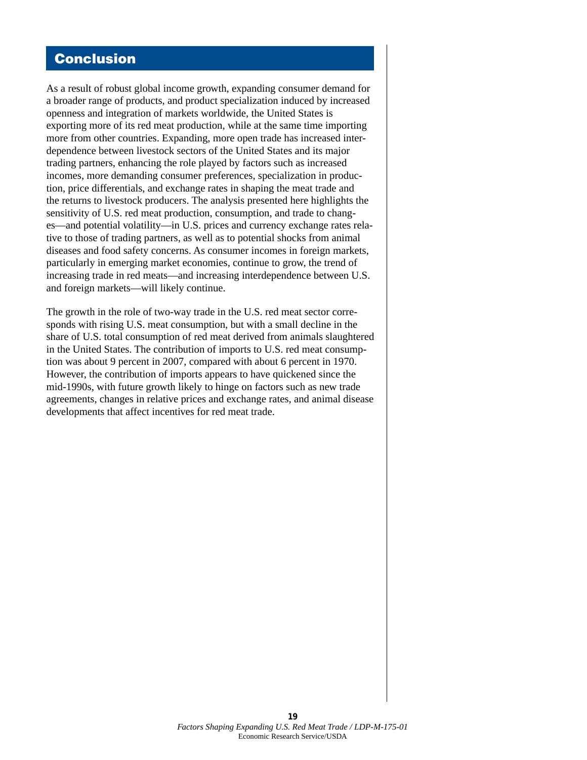## Conclusion

As a result of robust global income growth, expanding consumer demand for a broader range of products, and product specialization induced by increased openness and integration of markets worldwide, the United States is exporting more of its red meat production, while at the same time importing more from other countries. Expanding, more open trade has increased interdependence between livestock sectors of the United States and its major trading partners, enhancing the role played by factors such as increased incomes, more demanding consumer preferences, specialization in production, price differentials, and exchange rates in shaping the meat trade and the returns to livestock producers. The analysis presented here highlights the sensitivity of U.S. red meat production, consumption, and trade to changes—and potential volatility—in U.S. prices and currency exchange rates relative to those of trading partners, as well as to potential shocks from animal diseases and food safety concerns. As consumer incomes in foreign markets, particularly in emerging market economies, continue to grow, the trend of increasing trade in red meats—and increasing interdependence between U.S. and foreign markets—will likely continue.

The growth in the role of two-way trade in the U.S. red meat sector corresponds with rising U.S. meat consumption, but with a small decline in the share of U.S. total consumption of red meat derived from animals slaughtered in the United States. The contribution of imports to U.S. red meat consumption was about 9 percent in 2007, compared with about 6 percent in 1970. However, the contribution of imports appears to have quickened since the mid-1990s, with future growth likely to hinge on factors such as new trade agreements, changes in relative prices and exchange rates, and animal disease developments that affect incentives for red meat trade.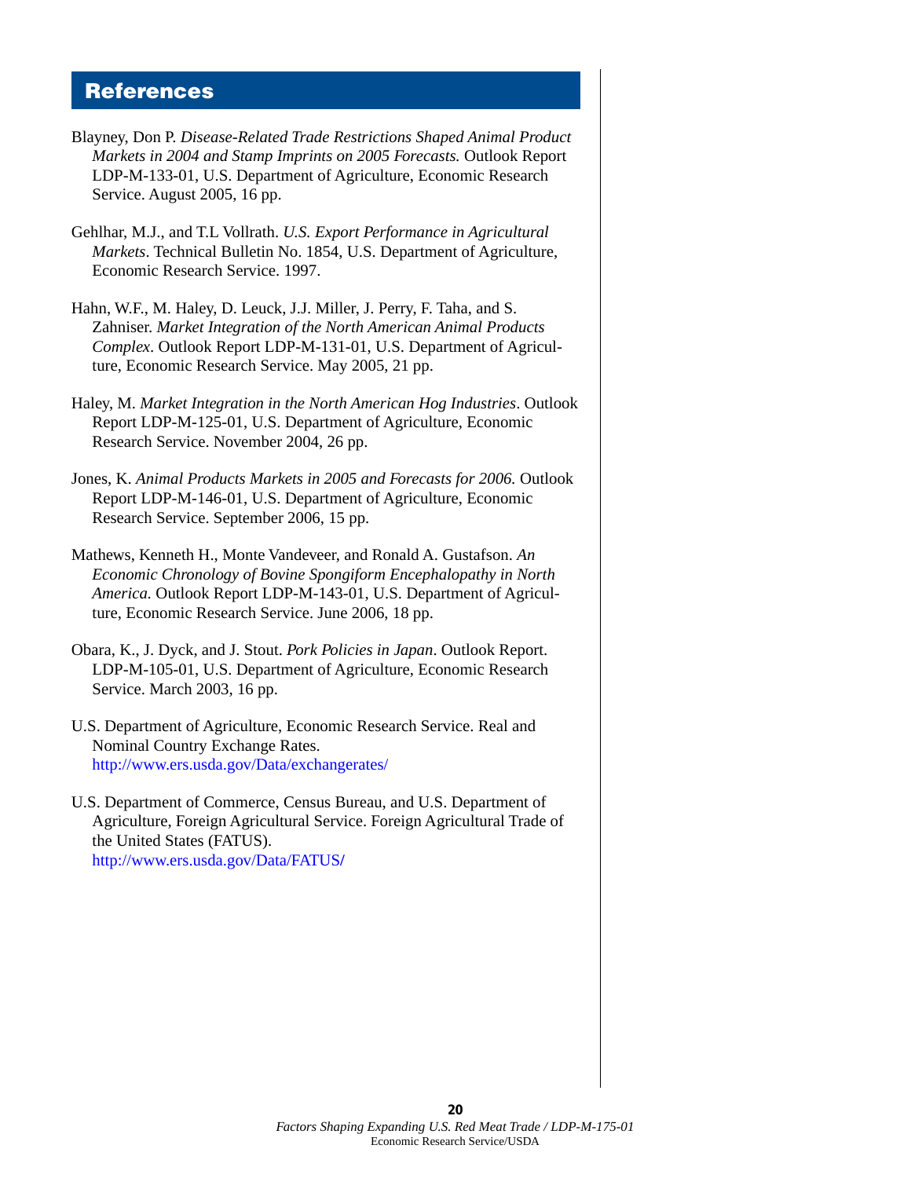## References

Blayney, Don P. *Disease-Related Trade Restrictions Shaped Animal Product Markets in 2004 and Stamp Imprints on 2005 Forecasts.* Outlook Report LDP-M-133-01, U.S. Department of Agriculture, Economic Research Service. August 2005, 16 pp.

Gehlhar, M.J., and T.L Vollrath. *U.S. Export Performance in Agricultural Markets*. Technical Bulletin No. 1854, U.S. Department of Agriculture, Economic Research Service. 1997.

Hahn, W.F., M. Haley, D. Leuck, J.J. Miller, J. Perry, F. Taha, and S. Zahniser. *Market Integration of the North American Animal Products Complex*. Outlook Report LDP-M-131-01, U.S. Department of Agriculture, Economic Research Service. May 2005, 21 pp.

Haley, M. *Market Integration in the North American Hog Industries*. Outlook Report LDP-M-125-01, U.S. Department of Agriculture, Economic Research Service. November 2004, 26 pp.

Jones, K. *Animal Products Markets in 2005 and Forecasts for 2006.* Outlook Report LDP-M-146-01, U.S. Department of Agriculture, Economic Research Service. September 2006, 15 pp.

Mathews, Kenneth H., Monte Vandeveer, and Ronald A. Gustafson. *An Economic Chronology of Bovine Spongiform Encephalopathy in North America.* Outlook Report LDP-M-143-01, U.S. Department of Agriculture, Economic Research Service. June 2006, 18 pp.

Obara, K., J. Dyck, and J. Stout. *Pork Policies in Japan*. Outlook Report. LDP-M-105-01, U.S. Department of Agriculture, Economic Research Service. March 2003, 16 pp.

U.S. Department of Agriculture, Economic Research Service. Real and Nominal Country Exchange Rates. http://www.ers.usda.gov/Data/exchangerates/

U.S. Department of Commerce, Census Bureau, and U.S. Department of Agriculture, Foreign Agricultural Service. Foreign Agricultural Trade of the United States (FATUS). http://www.ers.usda.gov/Data/FATUS/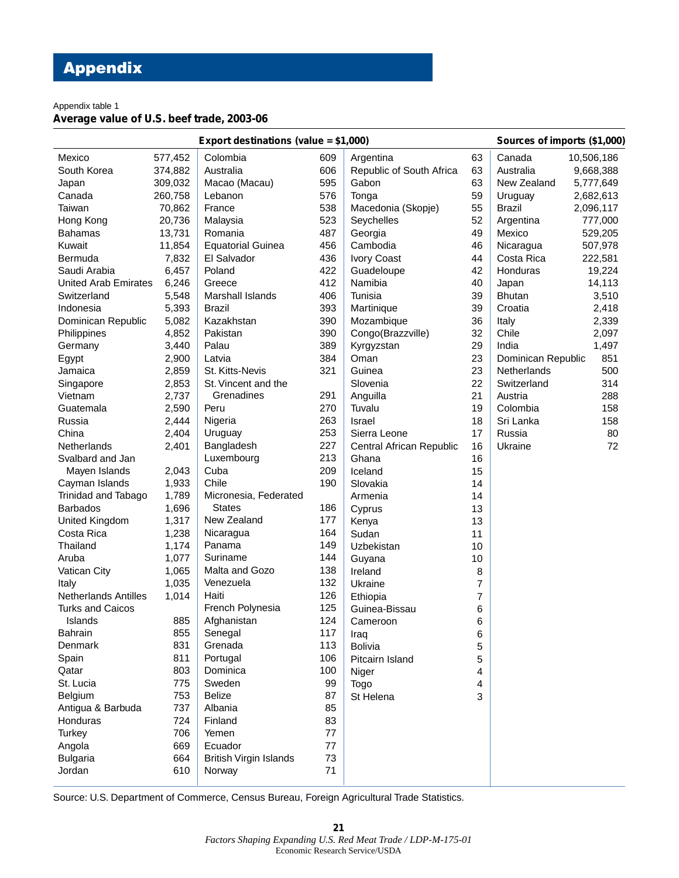# Appendix

Appendix table 1
**Average value of U.S. beef trade, 2003-06**

| Export destinations (value = $1,000) | | | | | | Sources of imports ($1,000) | |
|---|---|---|---|---|---|---|---|
| Mexico | 577,452 | Colombia | 609 | Argentina | 63 | Canada | 10,506,186 |
| South Korea | 374,882 | Australia | 606 | Republic of South Africa | 63 | Australia | 9,668,388 |
| Japan | 309,032 | Macao (Macau) | 595 | Gabon | 63 | New Zealand | 5,777,649 |
| Canada | 260,758 | Lebanon | 576 | Tonga | 59 | Uruguay | 2,682,613 |
| Taiwan | 70,862 | France | 538 | Macedonia (Skopje) | 55 | Brazil | 2,096,117 |
| Hong Kong | 20,736 | Malaysia | 523 | Seychelles | 52 | Argentina | 777,000 |
| Bahamas | 13,731 | Romania | 487 | Georgia | 49 | Mexico | 529,205 |
| Kuwait | 11,854 | Equatorial Guinea | 456 | Cambodia | 46 | Nicaragua | 507,978 |
| Bermuda | 7,832 | El Salvador | 436 | Ivory Coast | 44 | Costa Rica | 222,581 |
| Saudi Arabia | 6,457 | Poland | 422 | Guadeloupe | 42 | Honduras | 19,224 |
| United Arab Emirates | 6,246 | Greece | 412 | Namibia | 40 | Japan | 14,113 |
| Switzerland | 5,548 | Marshall Islands | 406 | Tunisia | 39 | Bhutan | 3,510 |
| Indonesia | 5,393 | Brazil | 393 | Martinique | 39 | Croatia | 2,418 |
| Dominican Republic | 5,082 | Kazakhstan | 390 | Mozambique | 36 | Italy | 2,339 |
| Philippines | 4,852 | Pakistan | 390 | Congo(Brazzville) | 32 | Chile | 2,097 |
| Germany | 3,440 | Palau | 389 | Kyrgyzstan | 29 | India | 1,497 |
| Egypt | 2,900 | Latvia | 384 | Oman | 23 | Dominican Republic | 851 |
| Jamaica | 2,859 | St. Kitts-Nevis | 321 | Guinea | 23 | Netherlands | 500 |
| Singapore | 2,853 | St. Vincent and the Grenadines | 291 | Slovenia | 22 | Switzerland | 314 |
| Vietnam | 2,737 | Peru | 270 | Anguilla | 21 | Austria | 288 |
| Guatemala | 2,590 | Nigeria | 263 | Tuvalu | 19 | Colombia | 158 |
| Russia | 2,444 | Uruguay | 253 | Israel | 18 | Sri Lanka | 158 |
| China | 2,404 | Bangladesh | 227 | Sierra Leone | 17 | Russia | 80 |
| Netherlands | 2,401 | Luxembourg | 213 | Central African Republic | 16 | Ukraine | 72 |
| Svalbard and Jan Mayen Islands | 2,043 | Cuba | 209 | Ghana | 16 | | |
| Cayman Islands | 1,933 | Chile | 190 | Iceland | 15 | | |
| Trinidad and Tabago | 1,789 | Micronesia, Federated States | 186 | Slovakia | 14 | | |
| Barbados | 1,696 | New Zealand | 177 | Armenia | 14 | | |
| United Kingdom | 1,317 | Nicaragua | 164 | Cyprus | 13 | | |
| Costa Rica | 1,238 | Panama | 149 | Kenya | 13 | | |
| Thailand | 1,174 | Suriname | 144 | Sudan | 11 | | |
| Aruba | 1,077 | Malta and Gozo | 138 | Uzbekistan | 10 | | |
| Vatican City | 1,065 | Venezuela | 132 | Guyana | 10 | | |
| Italy | 1,035 | Haiti | 126 | Ireland | 8 | | |
| Netherlands Antilles | 1,014 | French Polynesia | 125 | Ukraine | 7 | | |
| Turks and Caicos Islands | 885 | Afghanistan | 124 | Ethiopia | 7 | | |
| Bahrain | 855 | Senegal | 117 | Guinea-Bissau | 6 | | |
| Denmark | 831 | Grenada | 113 | Cameroon | 6 | | |
| Spain | 811 | Portugal | 106 | Iraq | 6 | | |
| Qatar | 803 | Dominica | 100 | Bolivia | 5 | | |
| St. Lucia | 775 | Sweden | 99 | Pitcairn Island | 5 | | |
| Belgium | 753 | Belize | 87 | Niger | 4 | | |
| Antigua & Barbuda | 737 | Albania | 85 | Togo | 4 | | |
| Honduras | 724 | Finland | 83 | St Helena | 3 | | |
| Turkey | 706 | Yemen | 77 | | | | |
| Angola | 669 | Ecuador | 77 | | | | |
| Bulgaria | 664 | British Virgin Islands | 73 | | | | |
| Jordan | 610 | Norway | 71 | | | | |

Source: U.S. Department of Commerce, Census Bureau, Foreign Agricultural Trade Statistics.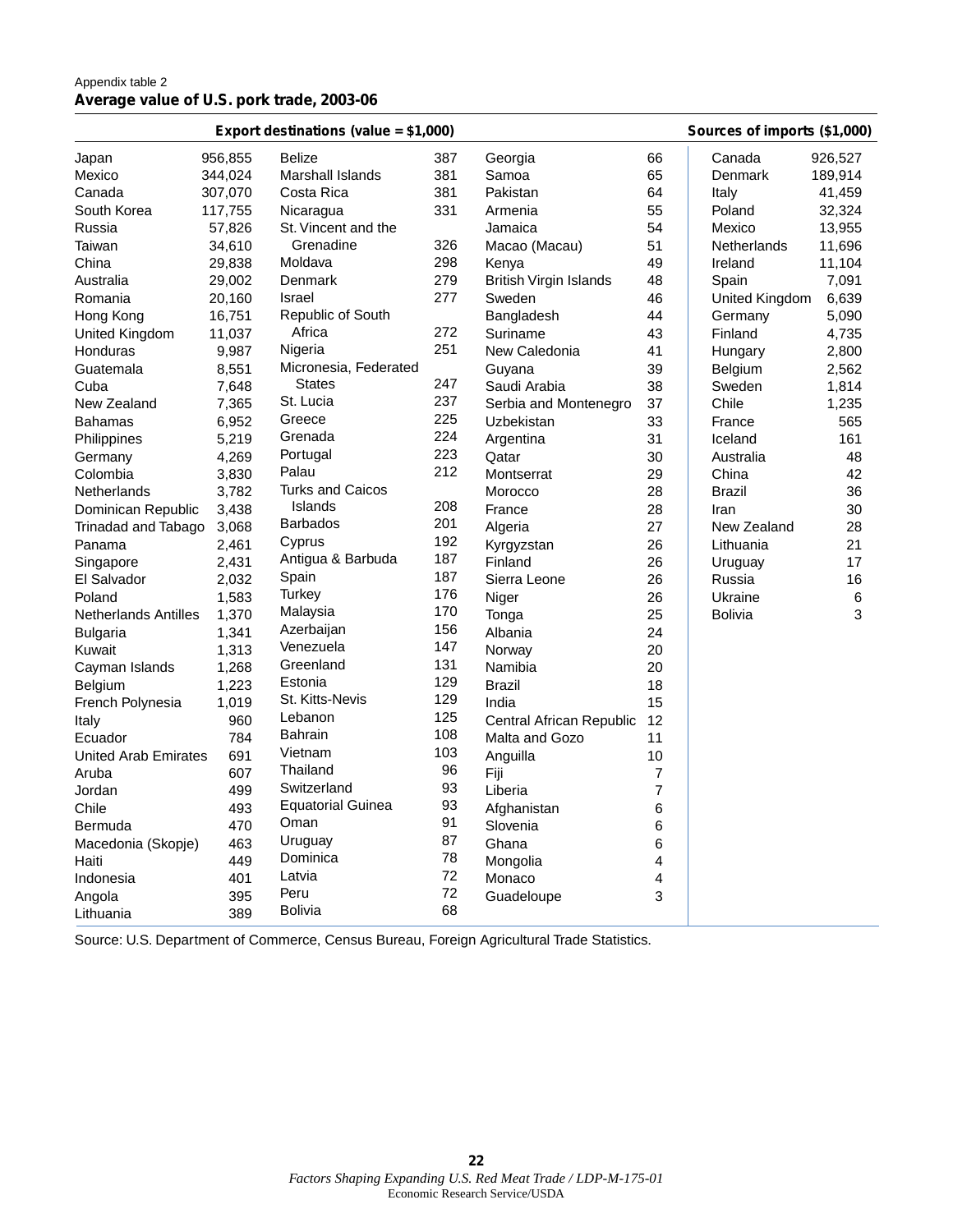Appendix table 2

**Average value of U.S. pork trade, 2003-06**

| Export destinations (value = $1,000) | | | | | | Sources of imports ($1,000) | |
|---|---|---|---|---|---|---|---|
| Japan | 956,855 | Belize | 387 | Georgia | 66 | Canada | 926,527 |
| Mexico | 344,024 | Marshall Islands | 381 | Samoa | 65 | Denmark | 189,914 |
| Canada | 307,070 | Costa Rica | 381 | Pakistan | 64 | Italy | 41,459 |
| South Korea | 117,755 | Nicaragua | 331 | Armenia | 55 | Poland | 32,324 |
| Russia | 57,826 | St. Vincent and the Grenadine | 326 | Jamaica | 54 | Mexico | 13,955 |
| Taiwan | 34,610 | Moldava | 298 | Macao (Macau) | 51 | Netherlands | 11,696 |
| China | 29,838 | Denmark | 279 | Kenya | 49 | Ireland | 11,104 |
| Australia | 29,002 | Israel | 277 | British Virgin Islands | 48 | Spain | 7,091 |
| Romania | 20,160 | Republic of South Africa | 272 | Sweden | 46 | United Kingdom | 6,639 |
| Hong Kong | 16,751 | Nigeria | 251 | Bangladesh | 44 | Germany | 5,090 |
| United Kingdom | 11,037 | Micronesia, Federated States | 247 | Suriname | 43 | Finland | 4,735 |
| Honduras | 9,987 | St. Lucia | 237 | New Caledonia | 41 | Hungary | 2,800 |
| Guatemala | 8,551 | Greece | 225 | Guyana | 39 | Belgium | 2,562 |
| Cuba | 7,648 | Grenada | 224 | Saudi Arabia | 38 | Sweden | 1,814 |
| New Zealand | 7,365 | Portugal | 223 | Serbia and Montenegro | 37 | Chile | 1,235 |
| Bahamas | 6,952 | Palau | 212 | Uzbekistan | 33 | France | 565 |
| Philippines | 5,219 | Turks and Caicos Islands | 208 | Argentina | 31 | Iceland | 161 |
| Germany | 4,269 | Barbados | 201 | Qatar | 30 | Australia | 48 |
| Colombia | 3,830 | Cyprus | 192 | Montserrat | 29 | China | 42 |
| Netherlands | 3,782 | Antigua & Barbuda | 187 | Morocco | 28 | Brazil | 36 |
| Dominican Republic | 3,438 | Spain | 187 | France | 28 | Iran | 30 |
| Trinadad and Tabago | 3,068 | Turkey | 176 | Algeria | 27 | New Zealand | 28 |
| Panama | 2,461 | Malaysia | 170 | Kyrgyzstan | 26 | Lithuania | 21 |
| Singapore | 2,431 | Azerbaijan | 156 | Finland | 26 | Uruguay | 17 |
| El Salvador | 2,032 | Venezuela | 147 | Sierra Leone | 26 | Russia | 16 |
| Poland | 1,583 | Greenland | 131 | Niger | 26 | Ukraine | 6 |
| Netherlands Antilles | 1,370 | Estonia | 129 | Tonga | 25 | Bolivia | 3 |
| Bulgaria | 1,341 | St. Kitts-Nevis | 129 | Albania | 24 | | |
| Kuwait | 1,313 | Lebanon | 125 | Norway | 20 | | |
| Cayman Islands | 1,268 | Bahrain | 108 | Namibia | 20 | | |
| Belgium | 1,223 | Vietnam | 103 | Brazil | 18 | | |
| French Polynesia | 1,019 | Thailand | 96 | India | 15 | | |
| Italy | 960 | Switzerland | 93 | Central African Republic | 12 | | |
| Ecuador | 784 | Equatorial Guinea | 93 | Malta and Gozo | 11 | | |
| United Arab Emirates | 691 | Oman | 91 | Anguilla | 10 | | |
| Aruba | 607 | Uruguay | 87 | Fiji | 7 | | |
| Jordan | 499 | Dominica | 78 | Liberia | 7 | | |
| Chile | 493 | Latvia | 72 | Afghanistan | 6 | | |
| Bermuda | 470 | Peru | 72 | Slovenia | 6 | | |
| Macedonia (Skopje) | 463 | Bolivia | 68 | Ghana | 6 | | |
| Haiti | 449 | | | Mongolia | 4 | | |
| Indonesia | 401 | | | Monaco | 4 | | |
| Angola | 395 | | | Guadeloupe | 3 | | |
| Lithuania | 389 | | | | | | |

Source: U.S. Department of Commerce, Census Bureau, Foreign Agricultural Trade Statistics.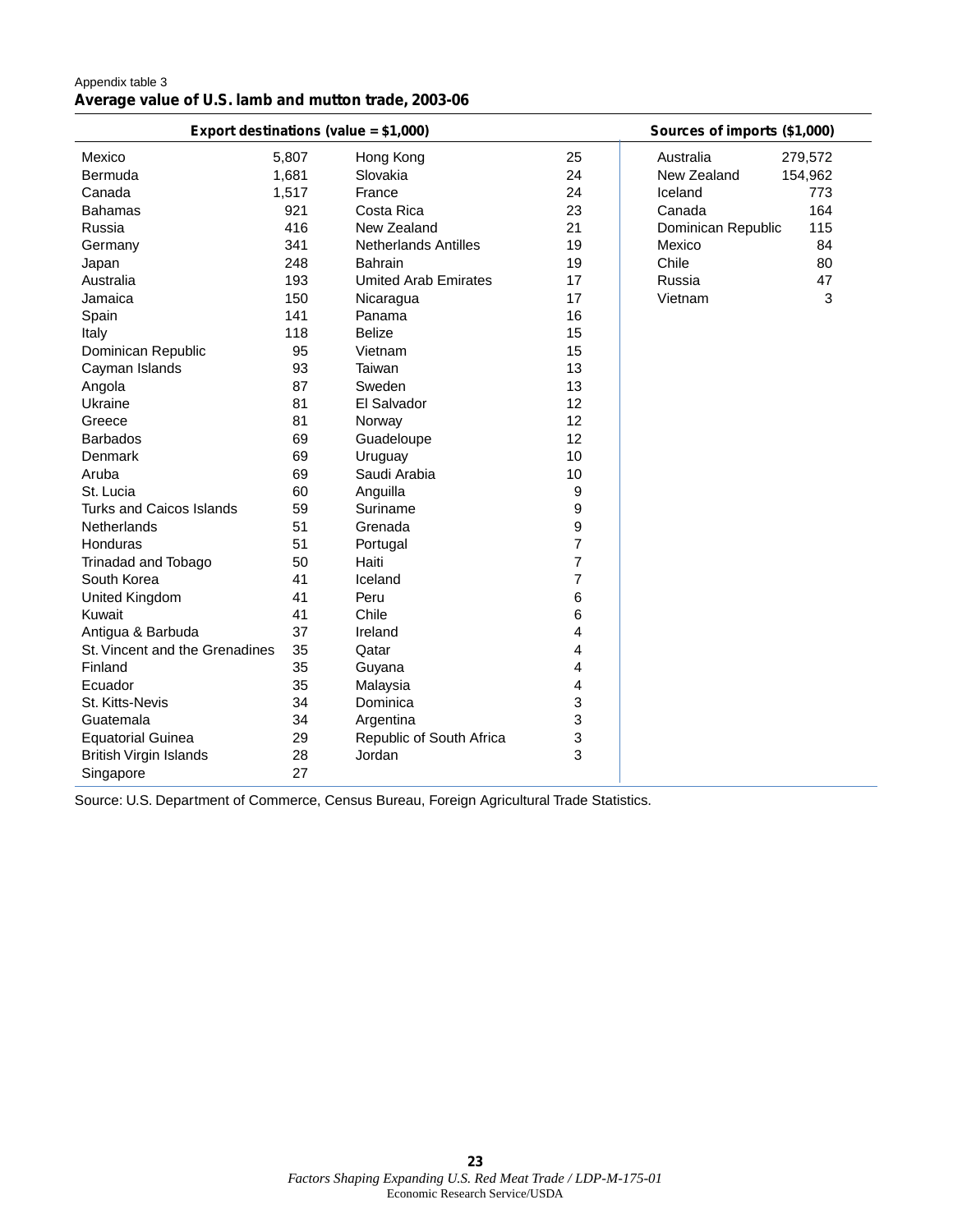Appendix table 3

**Average value of U.S. lamb and mutton trade, 2003-06**

| Export destinations (value = $1,000) | | | | Sources of imports ($1,000) | |
|---|---|---|---|---|---|
| Mexico | 5,807 | Hong Kong | 25 | Australia | 279,572 |
| Bermuda | 1,681 | Slovakia | 24 | New Zealand | 154,962 |
| Canada | 1,517 | France | 24 | Iceland | 773 |
| Bahamas | 921 | Costa Rica | 23 | Canada | 164 |
| Russia | 416 | New Zealand | 21 | Dominican Republic | 115 |
| Germany | 341 | Netherlands Antilles | 19 | Mexico | 84 |
| Japan | 248 | Bahrain | 19 | Chile | 80 |
| Australia | 193 | Umited Arab Emirates | 17 | Russia | 47 |
| Jamaica | 150 | Nicaragua | 17 | Vietnam | 3 |
| Spain | 141 | Panama | 16 | | |
| Italy | 118 | Belize | 15 | | |
| Dominican Republic | 95 | Vietnam | 15 | | |
| Cayman Islands | 93 | Taiwan | 13 | | |
| Angola | 87 | Sweden | 13 | | |
| Ukraine | 81 | El Salvador | 12 | | |
| Greece | 81 | Norway | 12 | | |
| Barbados | 69 | Guadeloupe | 12 | | |
| Denmark | 69 | Uruguay | 10 | | |
| Aruba | 69 | Saudi Arabia | 10 | | |
| St. Lucia | 60 | Anguilla | 9 | | |
| Turks and Caicos Islands | 59 | Suriname | 9 | | |
| Netherlands | 51 | Grenada | 9 | | |
| Honduras | 51 | Portugal | 7 | | |
| Trinadad and Tobago | 50 | Haiti | 7 | | |
| South Korea | 41 | Iceland | 7 | | |
| United Kingdom | 41 | Peru | 6 | | |
| Kuwait | 41 | Chile | 6 | | |
| Antigua & Barbuda | 37 | Ireland | 4 | | |
| St. Vincent and the Grenadines | 35 | Qatar | 4 | | |
| Finland | 35 | Guyana | 4 | | |
| Ecuador | 35 | Malaysia | 4 | | |
| St. Kitts-Nevis | 34 | Dominica | 3 | | |
| Guatemala | 34 | Argentina | 3 | | |
| Equatorial Guinea | 29 | Republic of South Africa | 3 | | |
| British Virgin Islands | 28 | Jordan | 3 | | |
| Singapore | 27 | | | | |

Source: U.S. Department of Commerce, Census Bureau, Foreign Agricultural Trade Statistics.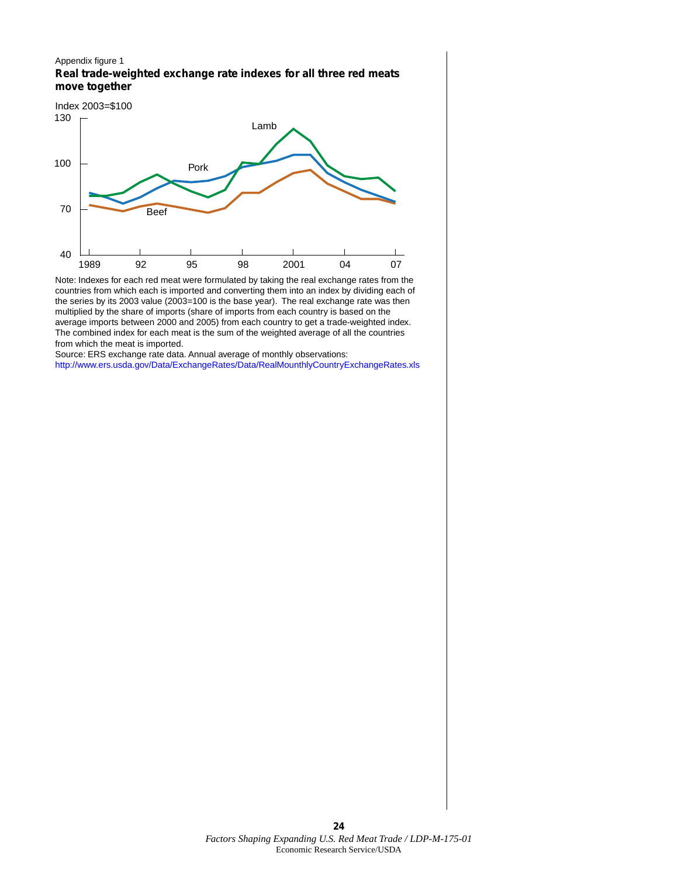Appendix figure 1

**Real trade-weighted exchange rate indexes for all three red meats move together**

Index 2003=$100

130

100

70

40

Lamb

Pork

Beef

1989 92 95 98 2001 04 07

Note: Indexes for each red meat were formulated by taking the real exchange rates from the countries from which each is imported and converting them into an index by dividing each of the series by its 2003 value (2003=100 is the base year). The real exchange rate was then multiplied by the share of imports (share of imports from each country is based on the average imports between 2000 and 2005) from each country to get a trade-weighted index. The combined index for each meat is the sum of the weighted average of all the countries from which the meat is imported.

Source: ERS exchange rate data. Annual average of monthly observations: http://www.ers.usda.gov/Data/ExchangeRates/Data/RealMounthlyCountryExchangeRates.xls